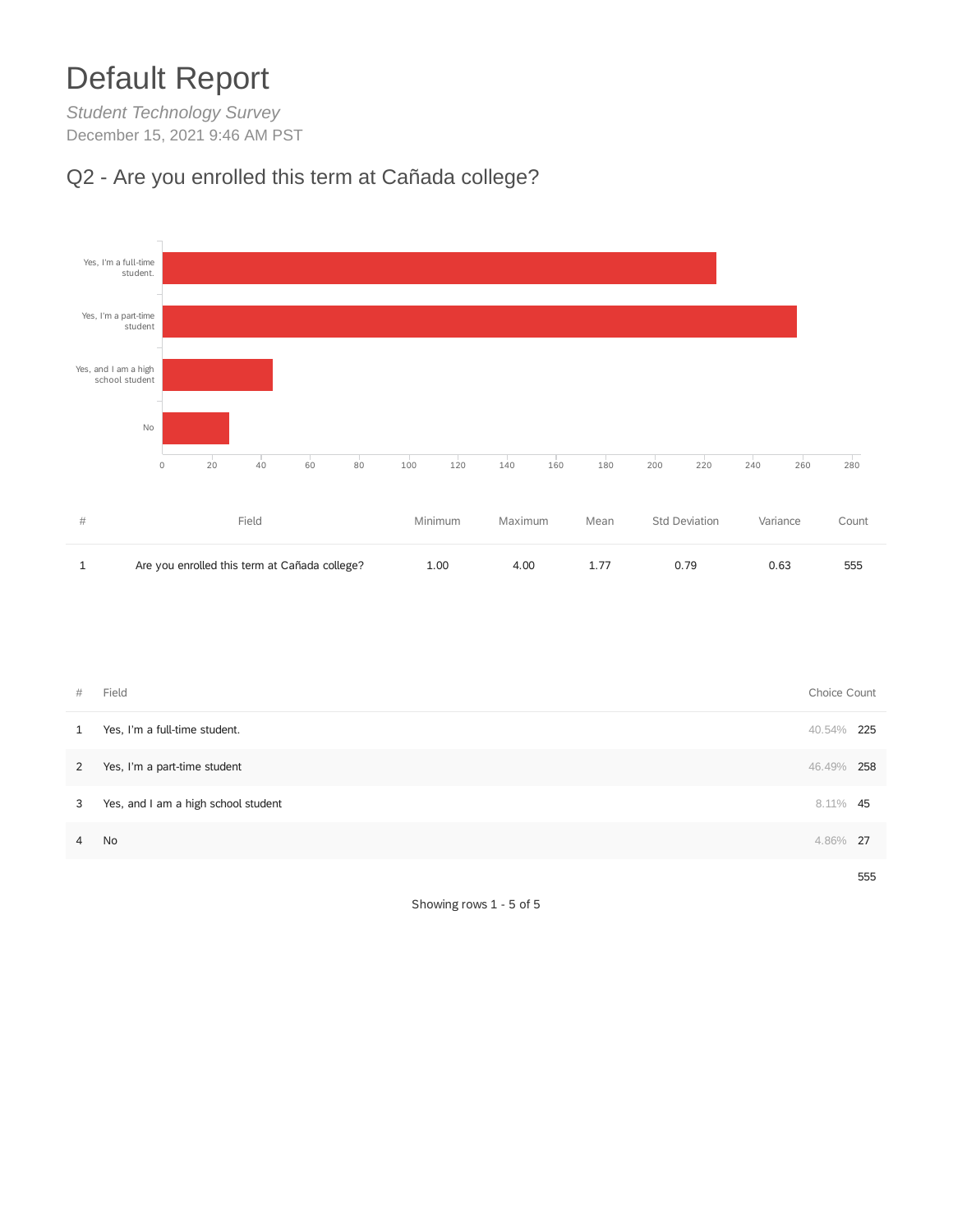# Default Report

*Student Technology Survey*

December 15, 2021 9:46 AM PST

## Q2 - Are you enrolled this term at Cañada college?

| # | Field | Minimum | Maximum | Mean | Std Deviation | Variance | Count |
|---|---|---|---|---|---|---|---|
| 1 | Are you enrolled this term at Cañada college? | 1.00 | 4.00 | 1.77 | 0.79 | 0.63 | 555 |

| # | Field | Choice Count | |
|---|---|---|---|
| 1 | Yes, I'm a full-time student. | 40.54% | 225 |
| 2 | Yes, I'm a part-time student | 46.49% | 258 |
| 3 | Yes, and I am a high school student | 8.11% | 45 |
| 4 | No | 4.86% | 27 |
| | | | 555 |

Showing rows 1 - 5 of 5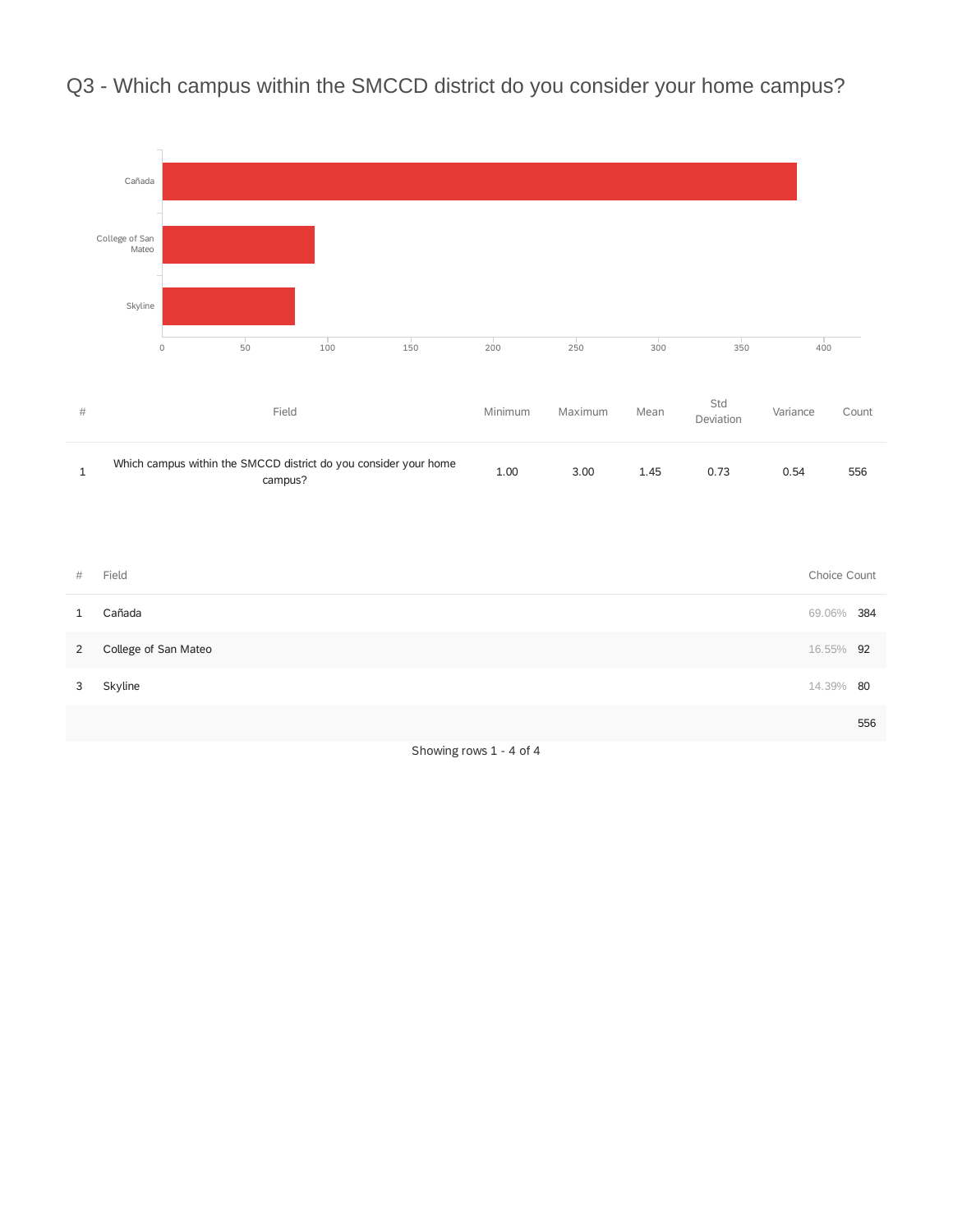# Q3 - Which campus within the SMCCD district do you consider your home campus?

| # | Field | Minimum | Maximum | Mean | Std Deviation | Variance | Count |
|---|---|---|---|---|---|---|---|
| 1 | Which campus within the SMCCD district do you consider your home campus? | 1.00 | 3.00 | 1.45 | 0.73 | 0.54 | 556 |

| # | Field | Choice Count | |
|---|---|---|---|
| 1 | Cañada | 69.06% | 384 |
| 2 | College of San Mateo | 16.55% | 92 |
| 3 | Skyline | 14.39% | 80 |
| | | | 556 |

Showing rows 1 - 4 of 4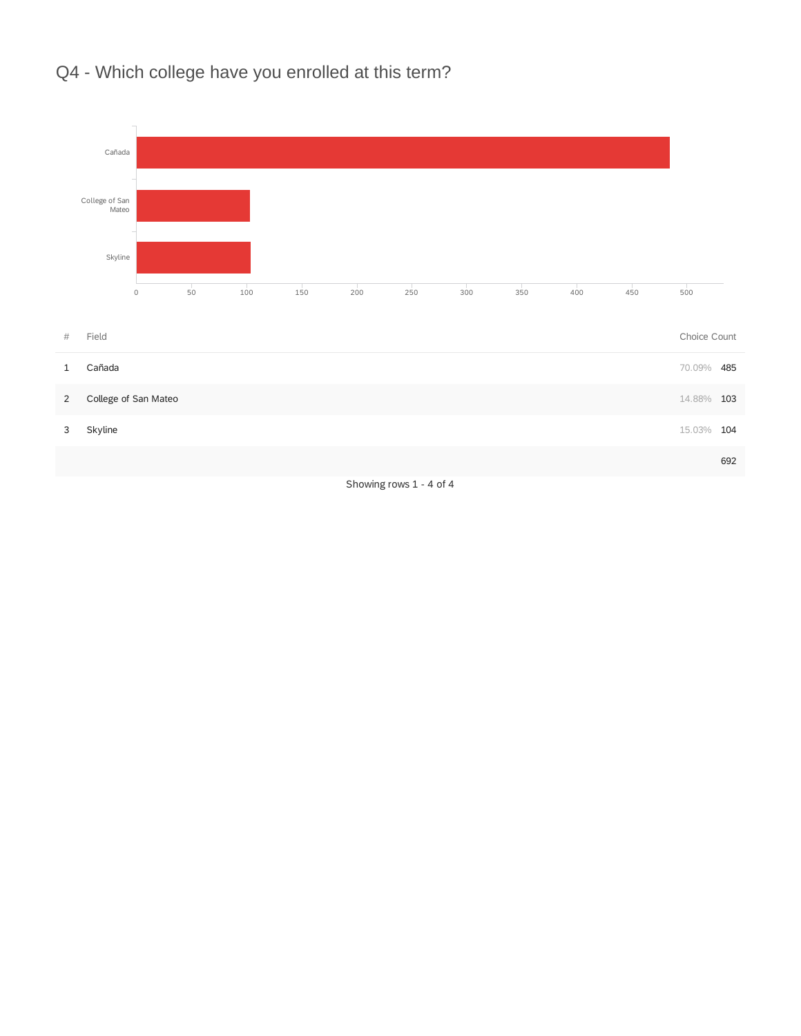# Q4 - Which college have you enrolled at this term?

| # | Field | Choice Count | |
|---|---|---|---|
| 1 | Cañada | 70.09% | 485 |
| 2 | College of San Mateo | 14.88% | 103 |
| 3 | Skyline | 15.03% | 104 |
| | | | 692 |

Showing rows 1 - 4 of 4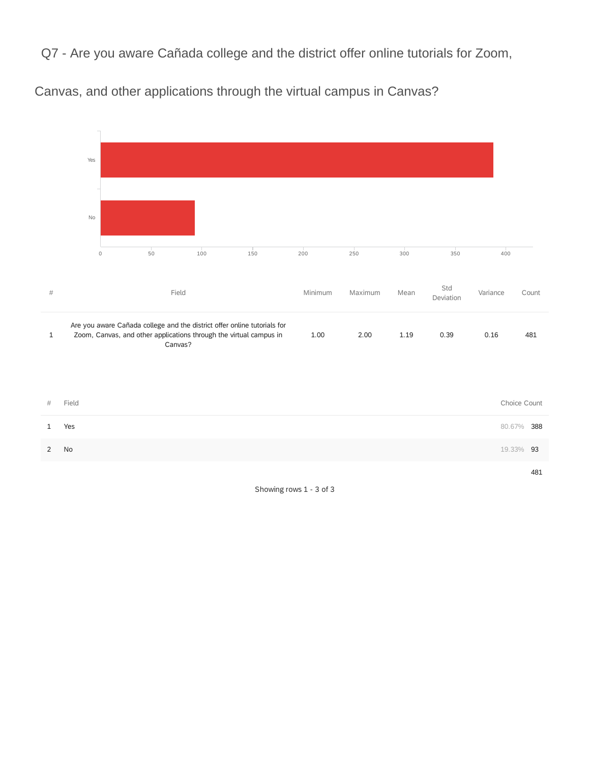## Q7 - Are you aware Cañada college and the district offer online tutorials for Zoom, Canvas, and other applications through the virtual campus in Canvas?

| # | Field | Minimum | Maximum | Mean | Std Deviation | Variance | Count |
|---|---|---|---|---|---|---|---|
| 1 | Are you aware Cañada college and the district offer online tutorials for Zoom, Canvas, and other applications through the virtual campus in Canvas? | 1.00 | 2.00 | 1.19 | 0.39 | 0.16 | 481 |

| # | Field | Choice Count | |
|---|---|---|---|
| 1 | Yes | 80.67% | 388 |
| 2 | No | 19.33% | 93 |
| | | | 481 |

Showing rows 1 - 3 of 3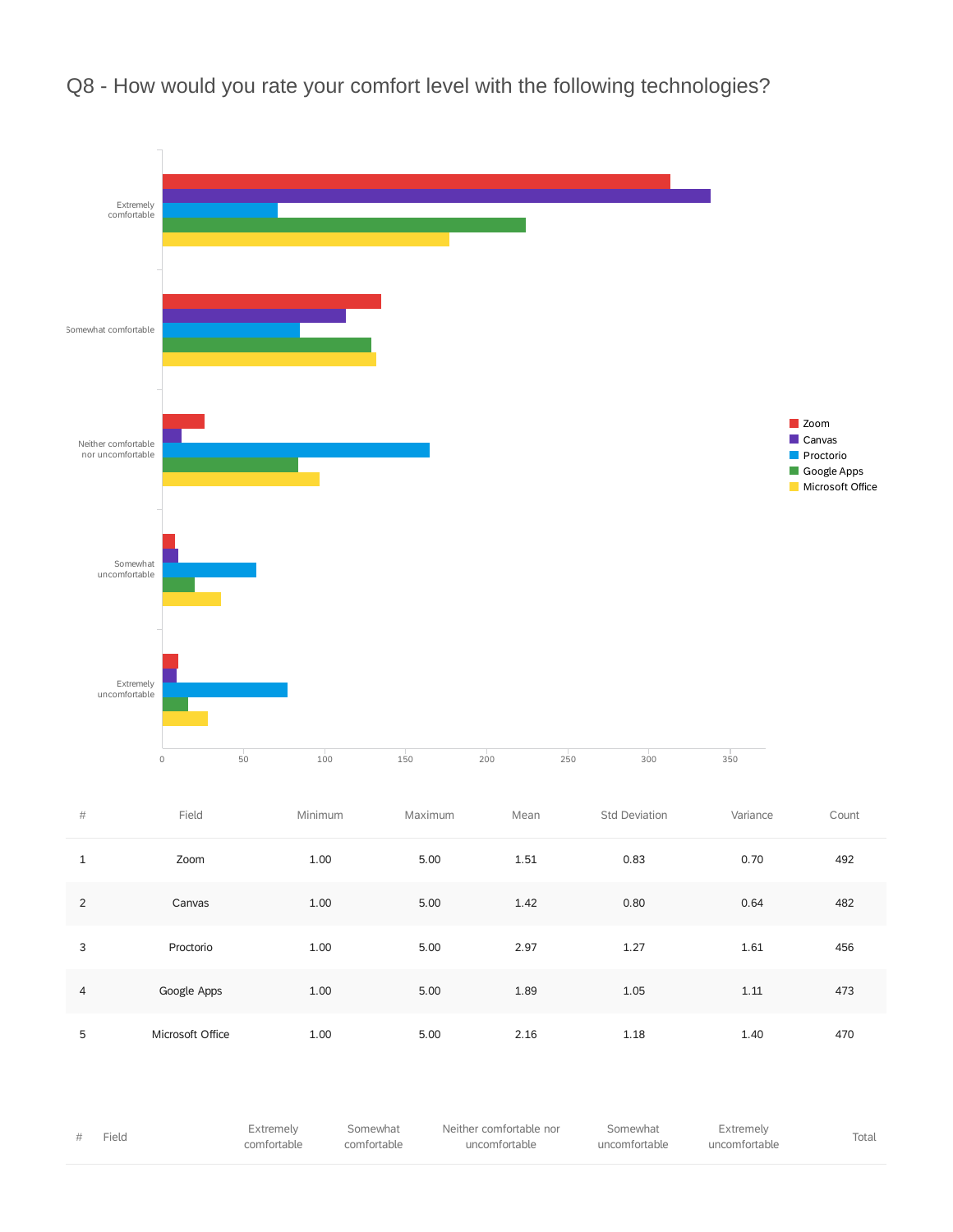## Q8 - How would you rate your comfort level with the following technologies?

| # | Field | Minimum | Maximum | Mean | Std Deviation | Variance | Count |
|---|---|---|---|---|---|---|---|
| 1 | Zoom | 1.00 | 5.00 | 1.51 | 0.83 | 0.70 | 492 |
| 2 | Canvas | 1.00 | 5.00 | 1.42 | 0.80 | 0.64 | 482 |
| 3 | Proctorio | 1.00 | 5.00 | 2.97 | 1.27 | 1.61 | 456 |
| 4 | Google Apps | 1.00 | 5.00 | 1.89 | 1.05 | 1.11 | 473 |
| 5 | Microsoft Office | 1.00 | 5.00 | 2.16 | 1.18 | 1.40 | 470 |

| # | Field | Extremely comfortable | Somewhat comfortable | Neither comfortable nor uncomfortable | Somewhat uncomfortable | Extremely uncomfortable | Total |
|---|---|---|---|---|---|---|---|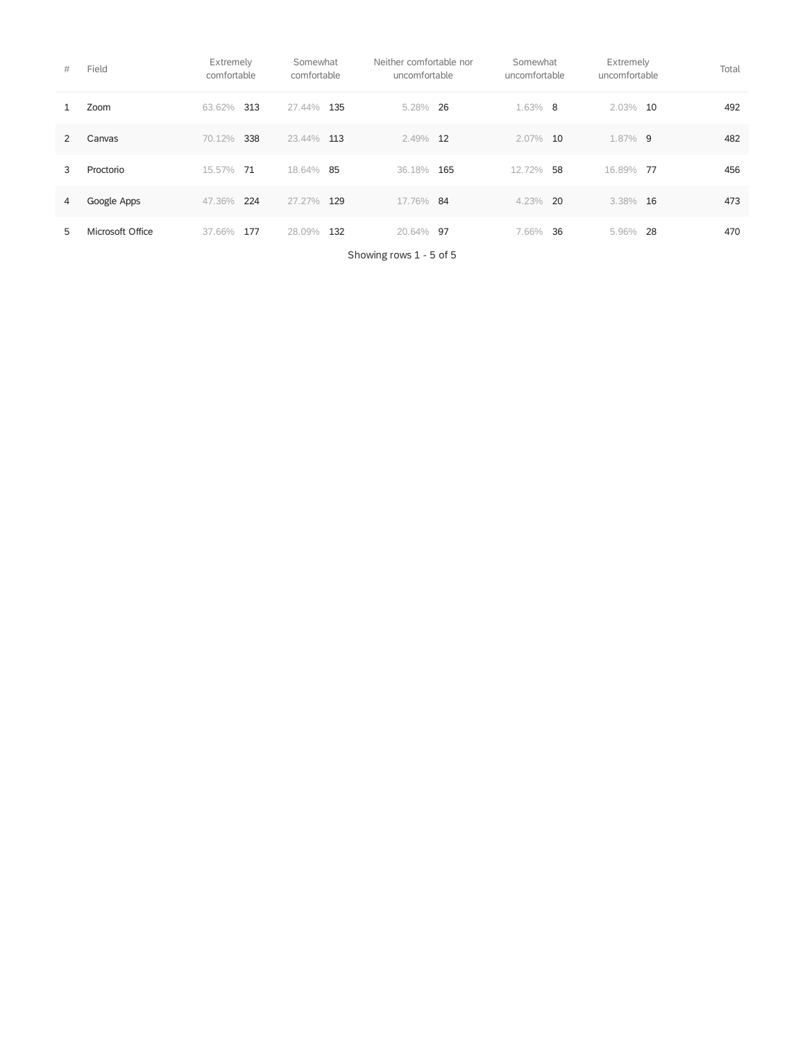| # | Field | Extremely comfortable | | Somewhat comfortable | | Neither comfortable nor uncomfortable | | Somewhat uncomfortable | | Extremely uncomfortable | | Total |
|---|---|---|---|---|---|---|---|---|---|---|---|---|
| 1 | Zoom | 63.62% | 313 | 27.44% | 135 | 5.28% | 26 | 1.63% | 8 | 2.03% | 10 | 492 |
| 2 | Canvas | 70.12% | 338 | 23.44% | 113 | 2.49% | 12 | 2.07% | 10 | 1.87% | 9 | 482 |
| 3 | Proctorio | 15.57% | 71 | 18.64% | 85 | 36.18% | 165 | 12.72% | 58 | 16.89% | 77 | 456 |
| 4 | Google Apps | 47.36% | 224 | 27.27% | 129 | 17.76% | 84 | 4.23% | 20 | 3.38% | 16 | 473 |
| 5 | Microsoft Office | 37.66% | 177 | 28.09% | 132 | 20.64% | 97 | 7.66% | 36 | 5.96% | 28 | 470 |

Showing rows 1 - 5 of 5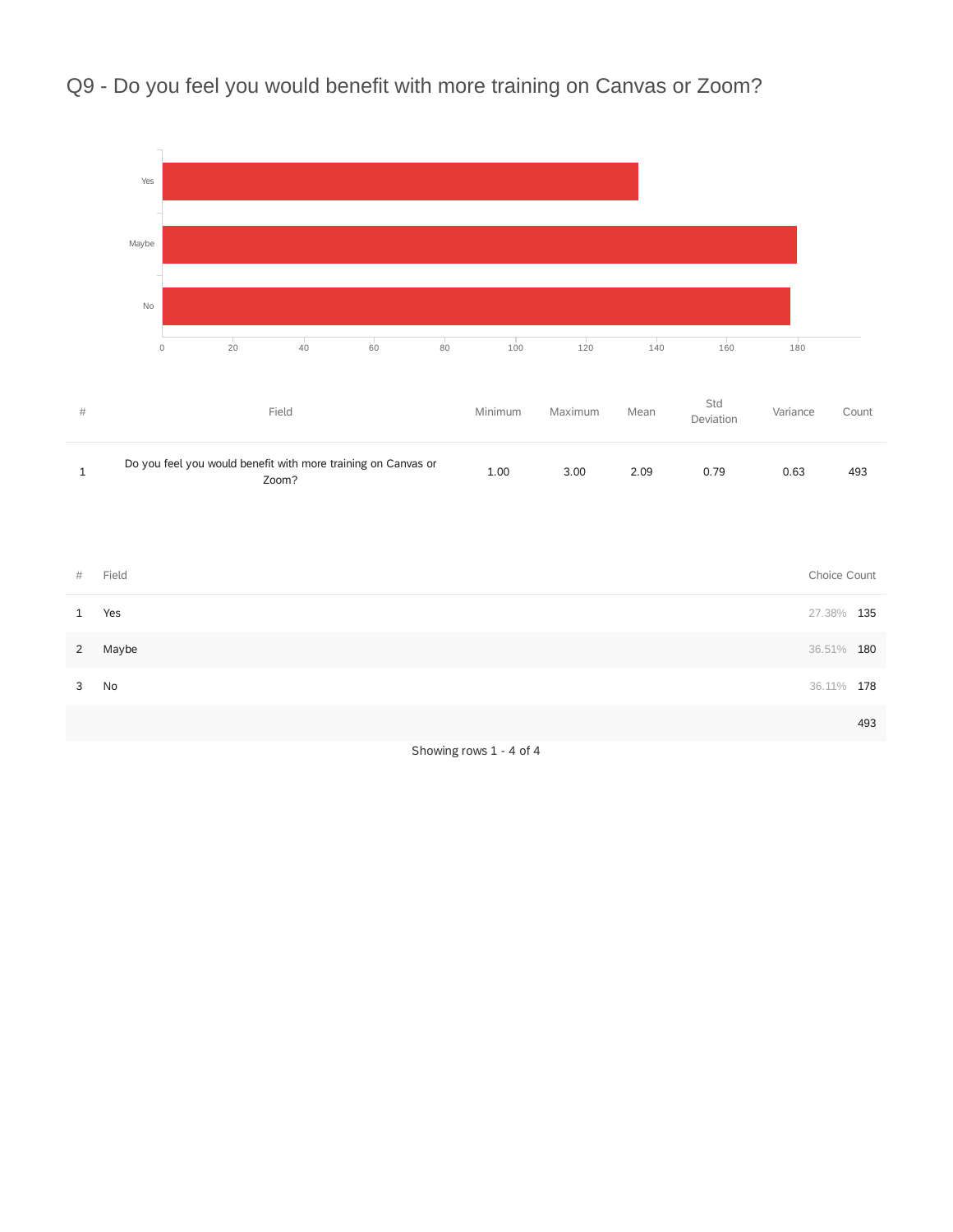## Q9 - Do you feel you would benefit with more training on Canvas or Zoom?

| # | Field | Minimum | Maximum | Mean | Std Deviation | Variance | Count |
|---|---|---|---|---|---|---|---|
| 1 | Do you feel you would benefit with more training on Canvas or Zoom? | 1.00 | 3.00 | 2.09 | 0.79 | 0.63 | 493 |

| # | Field | Choice Count | |
|---|---|---|---|
| 1 | Yes | 27.38% | 135 |
| 2 | Maybe | 36.51% | 180 |
| 3 | No | 36.11% | 178 |
| | | | 493 |

Showing rows 1 - 4 of 4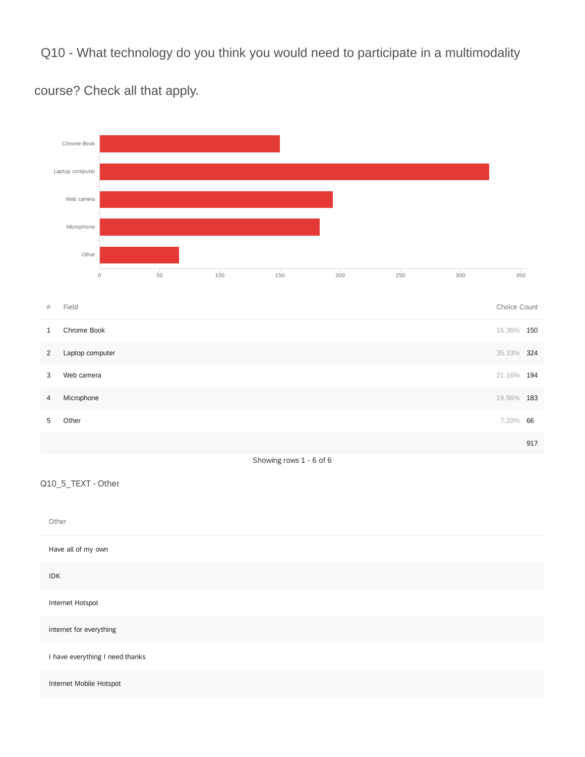## Q10 - What technology do you think you would need to participate in a multimodality course? Check all that apply.

| # | Field | Choice Count | |
|---|---|---|---|
| 1 | Chrome Book | 16.36% | 150 |
| 2 | Laptop computer | 35.33% | 324 |
| 3 | Web camera | 21.16% | 194 |
| 4 | Microphone | 19.96% | 183 |
| 5 | Other | 7.20% | 66 |
| | | | 917 |

Showing rows 1 - 6 of 6

### Q10_5_TEXT - Other

| Other |
|---|
| Have all of my own |
| IDK |
| Internet Hotspot |
| internet for everything |
| I have everything I need thanks |
| Internet Mobile Hotspot |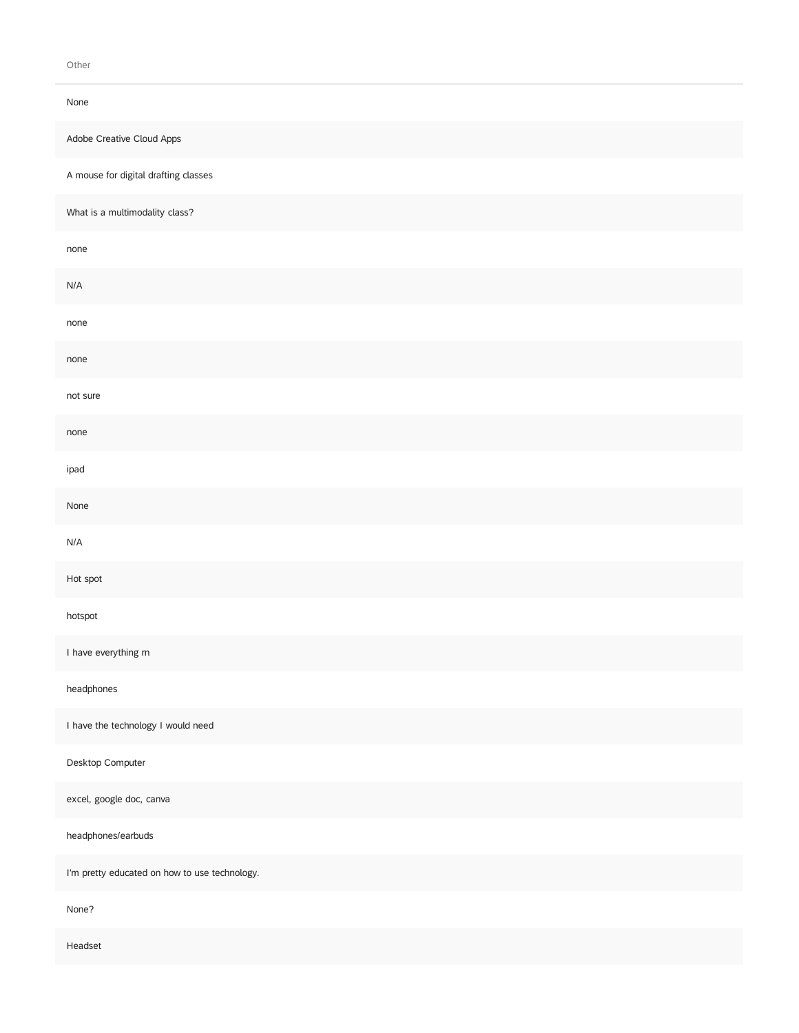| Other |
| --- |
| None |
| Adobe Creative Cloud Apps |
| A mouse for digital drafting classes |
| What is a multimodality class? |
| none |
| N/A |
| none |
| none |
| not sure |
| none |
| ipad |
| None |
| N/A |
| Hot spot |
| hotspot |
| I have everything rn |
| headphones |
| I have the technology I would need |
| Desktop Computer |
| excel, google doc, canva |
| headphones/earbuds |
| I'm pretty educated on how to use technology. |
| None? |
| Headset |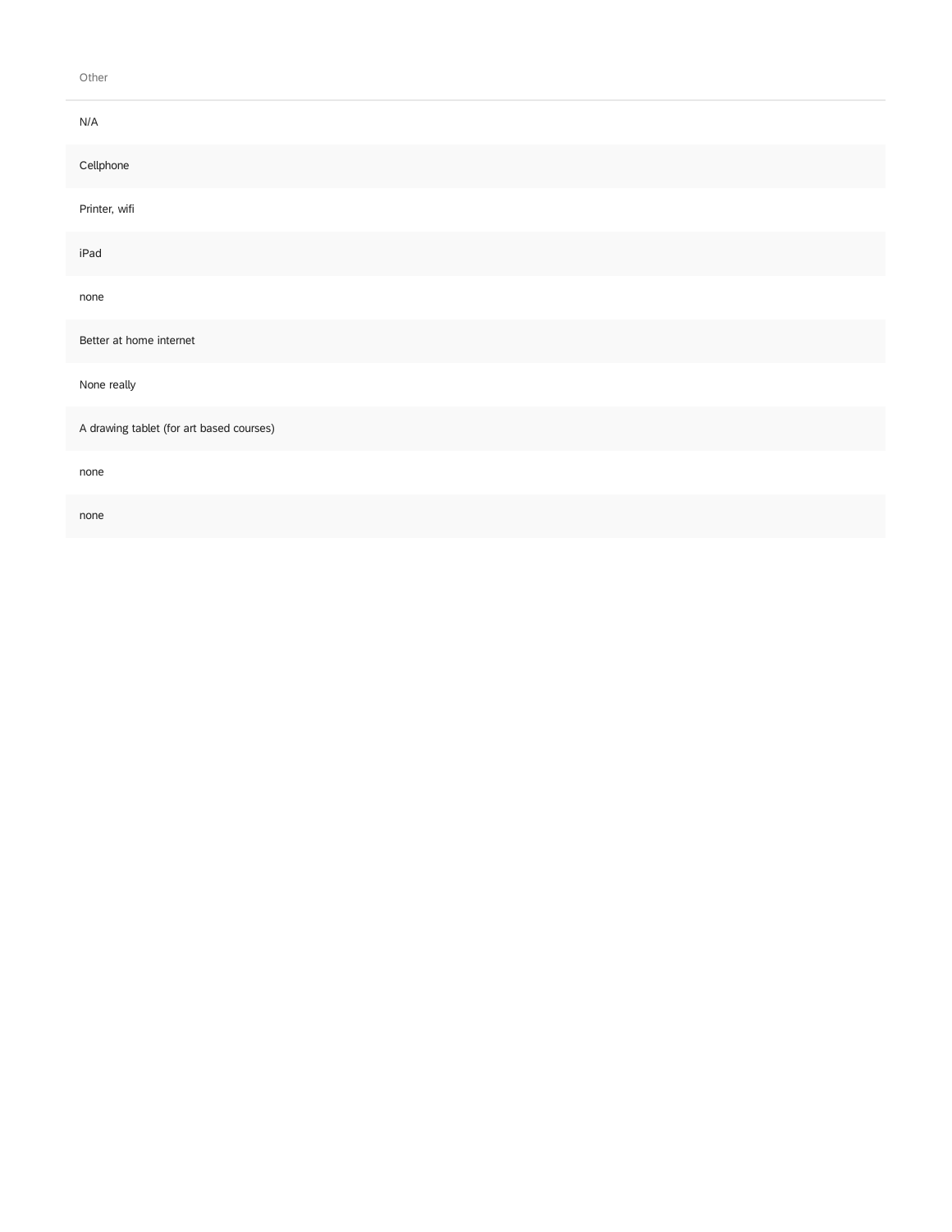| Other |
| --- |
| N/A |
| Cellphone |
| Printer, wifi |
| iPad |
| none |
| Better at home internet |
| None really |
| A drawing tablet (for art based courses) |
| none |
| none |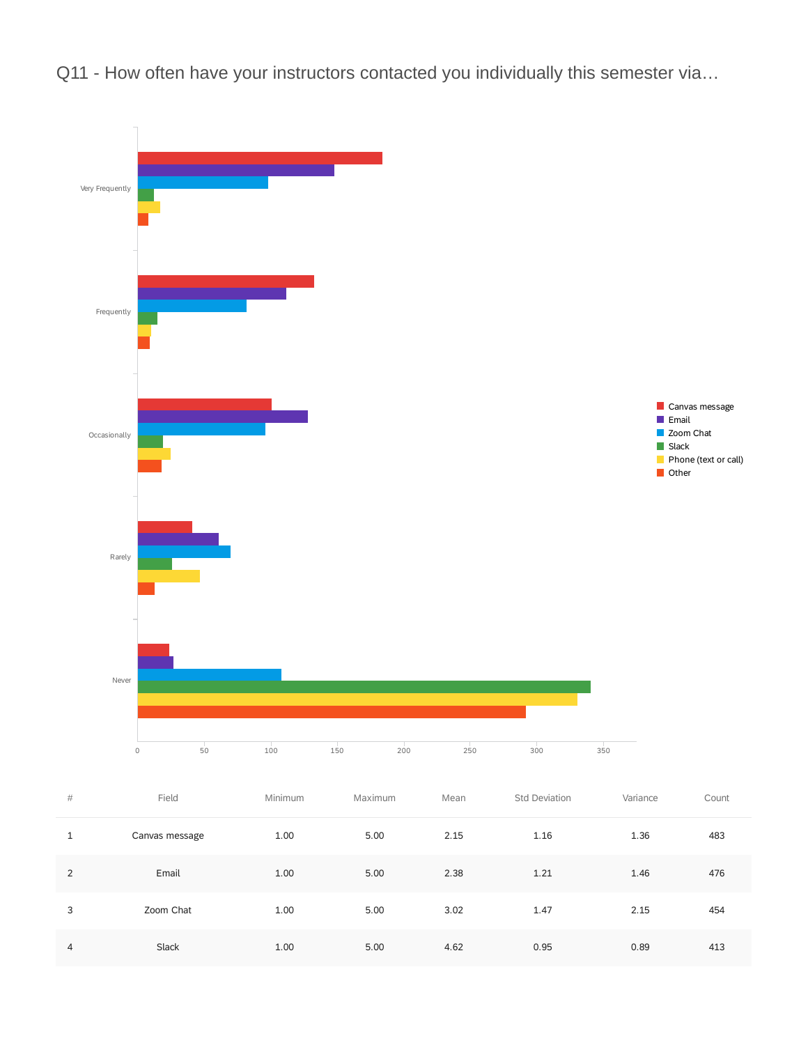## Q11 - How often have your instructors contacted you individually this semester via…

| # | Field | Minimum | Maximum | Mean | Std Deviation | Variance | Count |
|---|---|---|---|---|---|---|---|
| 1 | Canvas message | 1.00 | 5.00 | 2.15 | 1.16 | 1.36 | 483 |
| 2 | Email | 1.00 | 5.00 | 2.38 | 1.21 | 1.46 | 476 |
| 3 | Zoom Chat | 1.00 | 5.00 | 3.02 | 1.47 | 2.15 | 454 |
| 4 | Slack | 1.00 | 5.00 | 4.62 | 0.95 | 0.89 | 413 |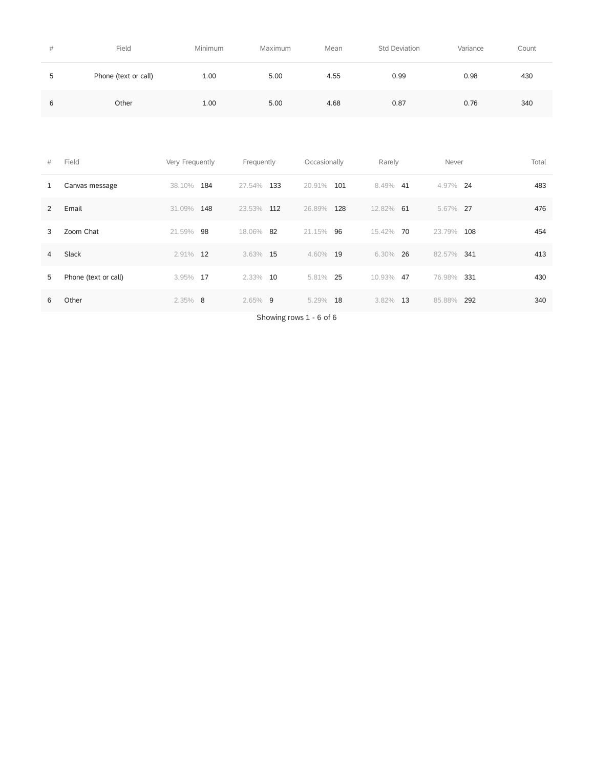| # | Field | Minimum | Maximum | Mean | Std Deviation | Variance | Count |
|---|---|---|---|---|---|---|---|
| 5 | Phone (text or call) | 1.00 | 5.00 | 4.55 | 0.99 | 0.98 | 430 |
| 6 | Other | 1.00 | 5.00 | 4.68 | 0.87 | 0.76 | 340 |

| # | Field | Very Frequently | | Frequently | | Occasionally | | Rarely | | Never | | Total |
|---|---|---|---|---|---|---|---|---|---|---|---|---|
| 1 | Canvas message | 38.10% | 184 | 27.54% | 133 | 20.91% | 101 | 8.49% | 41 | 4.97% | 24 | 483 |
| 2 | Email | 31.09% | 148 | 23.53% | 112 | 26.89% | 128 | 12.82% | 61 | 5.67% | 27 | 476 |
| 3 | Zoom Chat | 21.59% | 98 | 18.06% | 82 | 21.15% | 96 | 15.42% | 70 | 23.79% | 108 | 454 |
| 4 | Slack | 2.91% | 12 | 3.63% | 15 | 4.60% | 19 | 6.30% | 26 | 82.57% | 341 | 413 |
| 5 | Phone (text or call) | 3.95% | 17 | 2.33% | 10 | 5.81% | 25 | 10.93% | 47 | 76.98% | 331 | 430 |
| 6 | Other | 2.35% | 8 | 2.65% | 9 | 5.29% | 18 | 3.82% | 13 | 85.88% | 292 | 340 |

Showing rows 1 - 6 of 6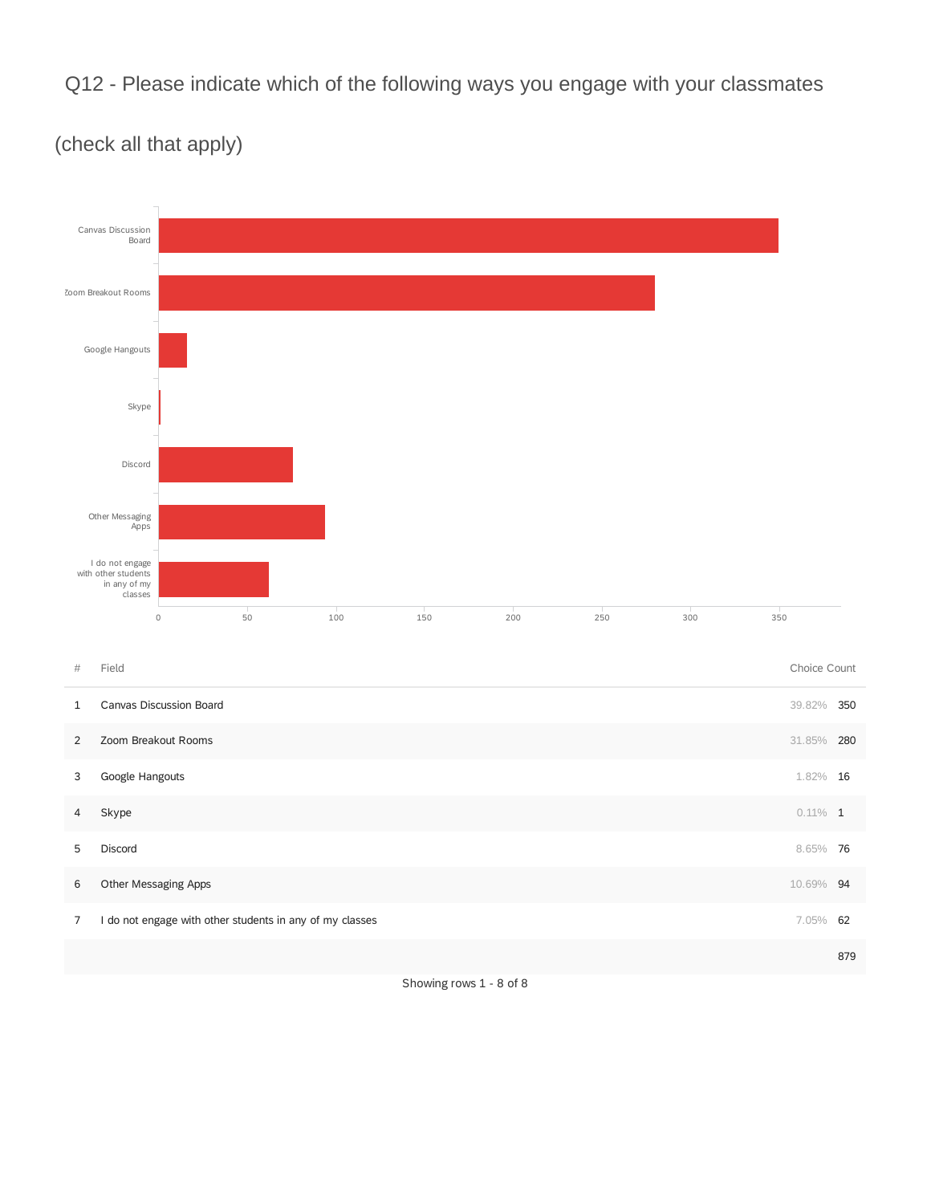# Q12 - Please indicate which of the following ways you engage with your classmates (check all that apply)

| # | Field | Choice Count | |
|---|---|---|---|
| 1 | Canvas Discussion Board | 39.82% | 350 |
| 2 | Zoom Breakout Rooms | 31.85% | 280 |
| 3 | Google Hangouts | 1.82% | 16 |
| 4 | Skype | 0.11% | 1 |
| 5 | Discord | 8.65% | 76 |
| 6 | Other Messaging Apps | 10.69% | 94 |
| 7 | I do not engage with other students in any of my classes | 7.05% | 62 |
| | | | 879 |

Showing rows 1 - 8 of 8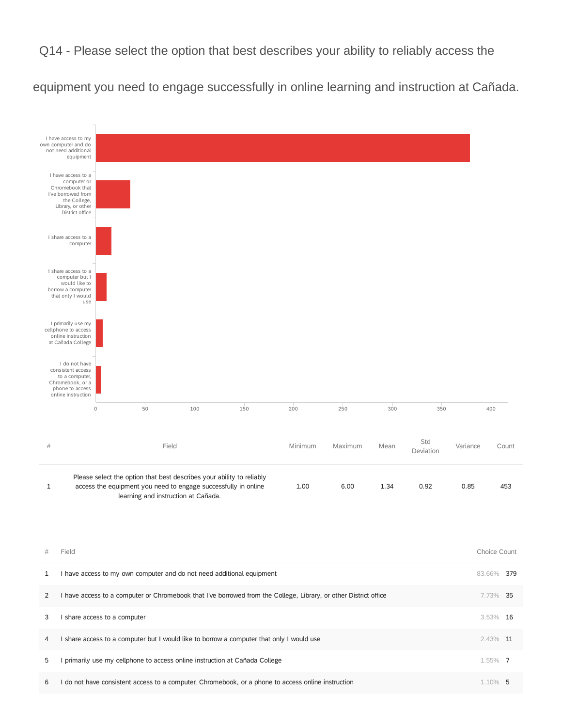## Q14 - Please select the option that best describes your ability to reliably access the equipment you need to engage successfully in online learning and instruction at Cañada.

| # | Field | Minimum | Maximum | Mean | Std Deviation | Variance | Count |
|---|---|---|---|---|---|---|---|
| 1 | Please select the option that best describes your ability to reliably access the equipment you need to engage successfully in online learning and instruction at Cañada. | 1.00 | 6.00 | 1.34 | 0.92 | 0.85 | 453 |

| # | Field | Choice Count | |
|---|---|---|---|
| 1 | I have access to my own computer and do not need additional equipment | 83.66% | 379 |
| 2 | I have access to a computer or Chromebook that I've borrowed from the College, Library, or other District office | 7.73% | 35 |
| 3 | I share access to a computer | 3.53% | 16 |
| 4 | I share access to a computer but I would like to borrow a computer that only I would use | 2.43% | 11 |
| 5 | I primarily use my cellphone to access online instruction at Cañada College | 1.55% | 7 |
| 6 | I do not have consistent access to a computer, Chromebook, or a phone to access online instruction | 1.10% | 5 |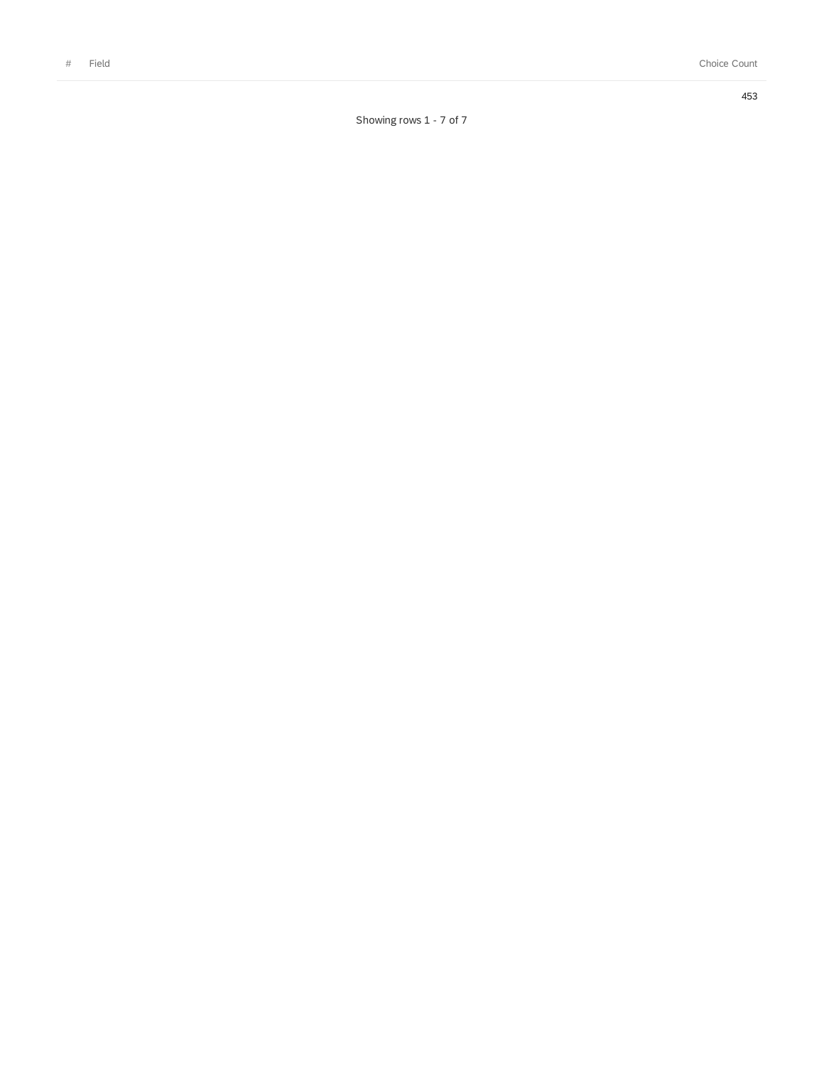| # | Field | Choice Count |
| --- | --- | --- |
| | | 453 |

Showing rows 1 - 7 of 7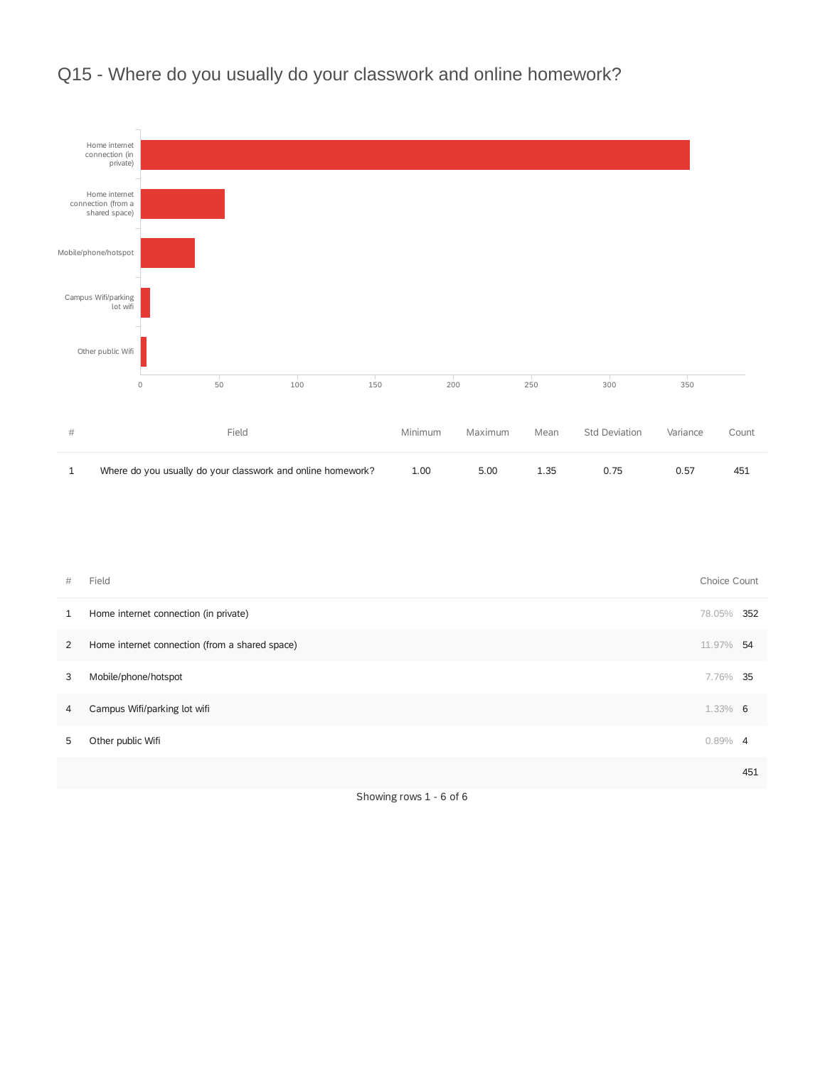# Q15 - Where do you usually do your classwork and online homework?

| # | Field | Minimum | Maximum | Mean | Std Deviation | Variance | Count |
|---|---|---|---|---|---|---|---|
| 1 | Where do you usually do your classwork and online homework? | 1.00 | 5.00 | 1.35 | 0.75 | 0.57 | 451 |

| # | Field | Choice Count | |
|---|---|---|---|
| 1 | Home internet connection (in private) | 78.05% | 352 |
| 2 | Home internet connection (from a shared space) | 11.97% | 54 |
| 3 | Mobile/phone/hotspot | 7.76% | 35 |
| 4 | Campus Wifi/parking lot wifi | 1.33% | 6 |
| 5 | Other public Wifi | 0.89% | 4 |
| | | | 451 |

Showing rows 1 - 6 of 6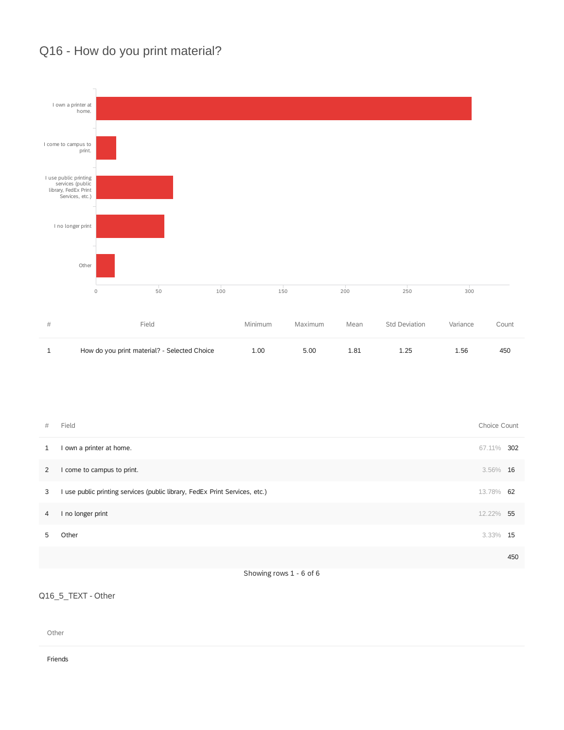# Q16 - How do you print material?

| # | Field | Minimum | Maximum | Mean | Std Deviation | Variance | Count |
|---|---|---|---|---|---|---|---|
| 1 | How do you print material? - Selected Choice | 1.00 | 5.00 | 1.81 | 1.25 | 1.56 | 450 |

| # | Field | Choice Count | |
|---|---|---|---|
| 1 | I own a printer at home. | 67.11% | 302 |
| 2 | I come to campus to print. | 3.56% | 16 |
| 3 | I use public printing services (public library, FedEx Print Services, etc.) | 13.78% | 62 |
| 4 | I no longer print | 12.22% | 55 |
| 5 | Other | 3.33% | 15 |
| | | | 450 |

Showing rows 1 - 6 of 6

## Q16_5_TEXT - Other

| Other |
|---|
| Friends |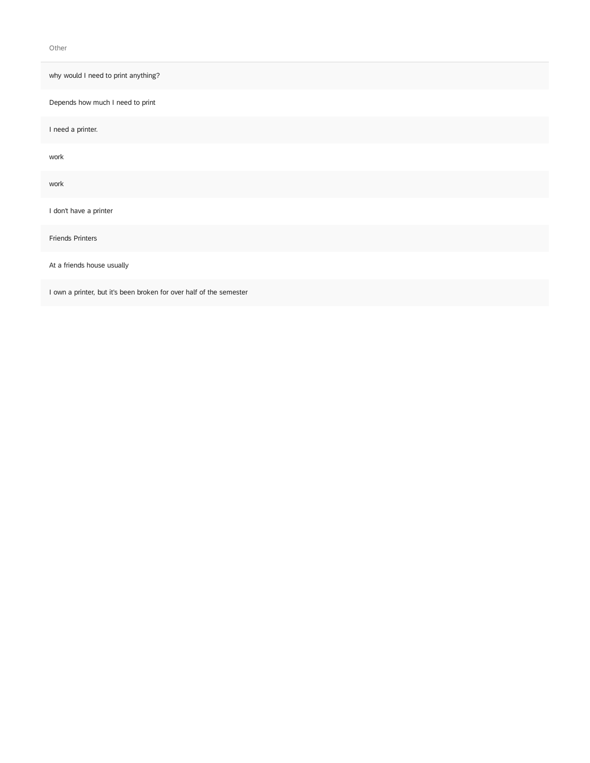| Other |
| --- |
| why would I need to print anything? |
| Depends how much I need to print |
| I need a printer. |
| work |
| work |
| I don't have a printer |
| Friends Printers |
| At a friends house usually |
| I own a printer, but it's been broken for over half of the semester |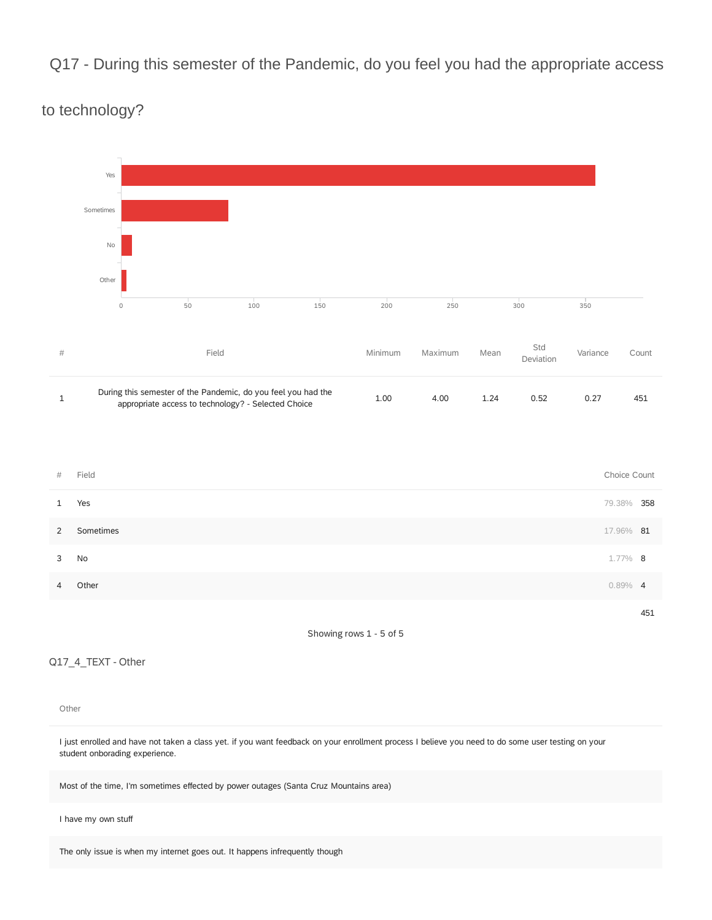# Q17 - During this semester of the Pandemic, do you feel you had the appropriate access to technology?

| # | Field | Minimum | Maximum | Mean | Std Deviation | Variance | Count |
|---|---|---|---|---|---|---|---|
| 1 | During this semester of the Pandemic, do you feel you had the appropriate access to technology? - Selected Choice | 1.00 | 4.00 | 1.24 | 0.52 | 0.27 | 451 |

| # | Field | Choice Count | |
|---|---|---|---|
| 1 | Yes | 79.38% | 358 |
| 2 | Sometimes | 17.96% | 81 |
| 3 | No | 1.77% | 8 |
| 4 | Other | 0.89% | 4 |
| | | | 451 |

Showing rows 1 - 5 of 5

## Q17_4_TEXT - Other

| Other |
|---|
| I just enrolled and have not taken a class yet. if you want feedback on your enrollment process I believe you need to do some user testing on your student onborading experience. |
| Most of the time, I'm sometimes effected by power outages (Santa Cruz Mountains area) |
| I have my own stuff |
| The only issue is when my internet goes out. It happens infrequently though |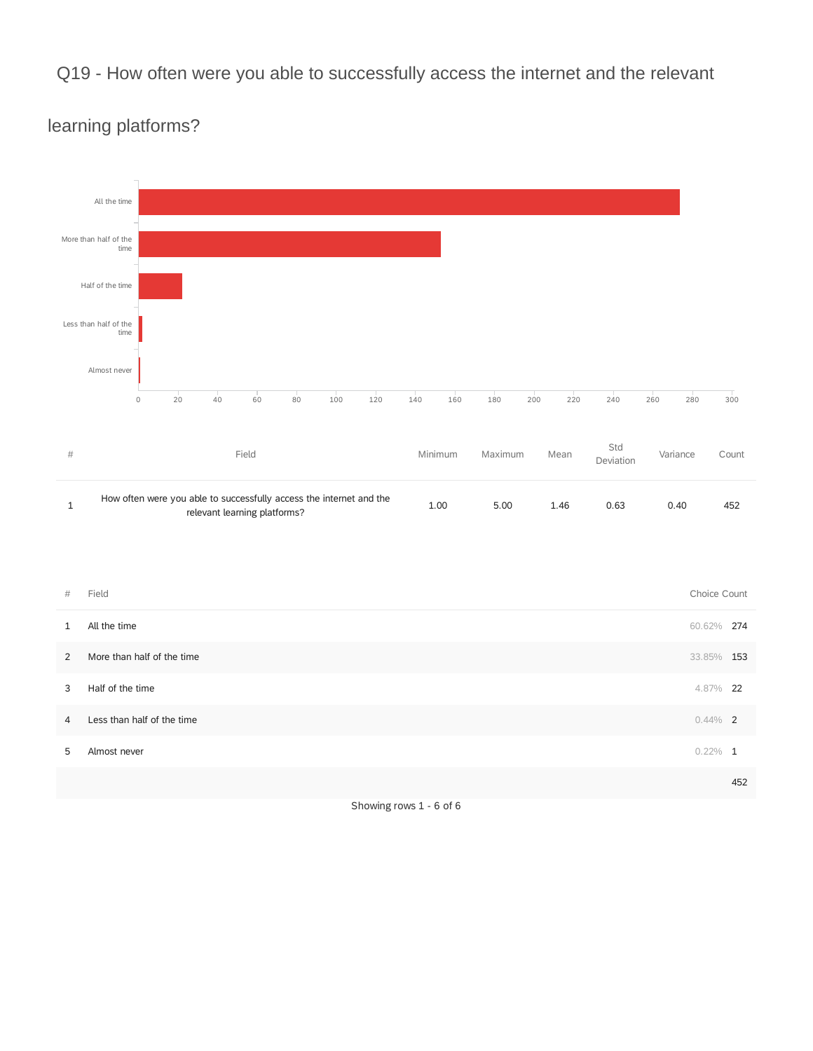## Q19 - How often were you able to successfully access the internet and the relevant learning platforms?

| # | Field | Minimum | Maximum | Mean | Std Deviation | Variance | Count |
|---|---|---|---|---|---|---|---|
| 1 | How often were you able to successfully access the internet and the relevant learning platforms? | 1.00 | 5.00 | 1.46 | 0.63 | 0.40 | 452 |

| # | Field | Choice Count | |
|---|---|---|---|
| 1 | All the time | 60.62% | 274 |
| 2 | More than half of the time | 33.85% | 153 |
| 3 | Half of the time | 4.87% | 22 |
| 4 | Less than half of the time | 0.44% | 2 |
| 5 | Almost never | 0.22% | 1 |
| | | | 452 |

Showing rows 1 - 6 of 6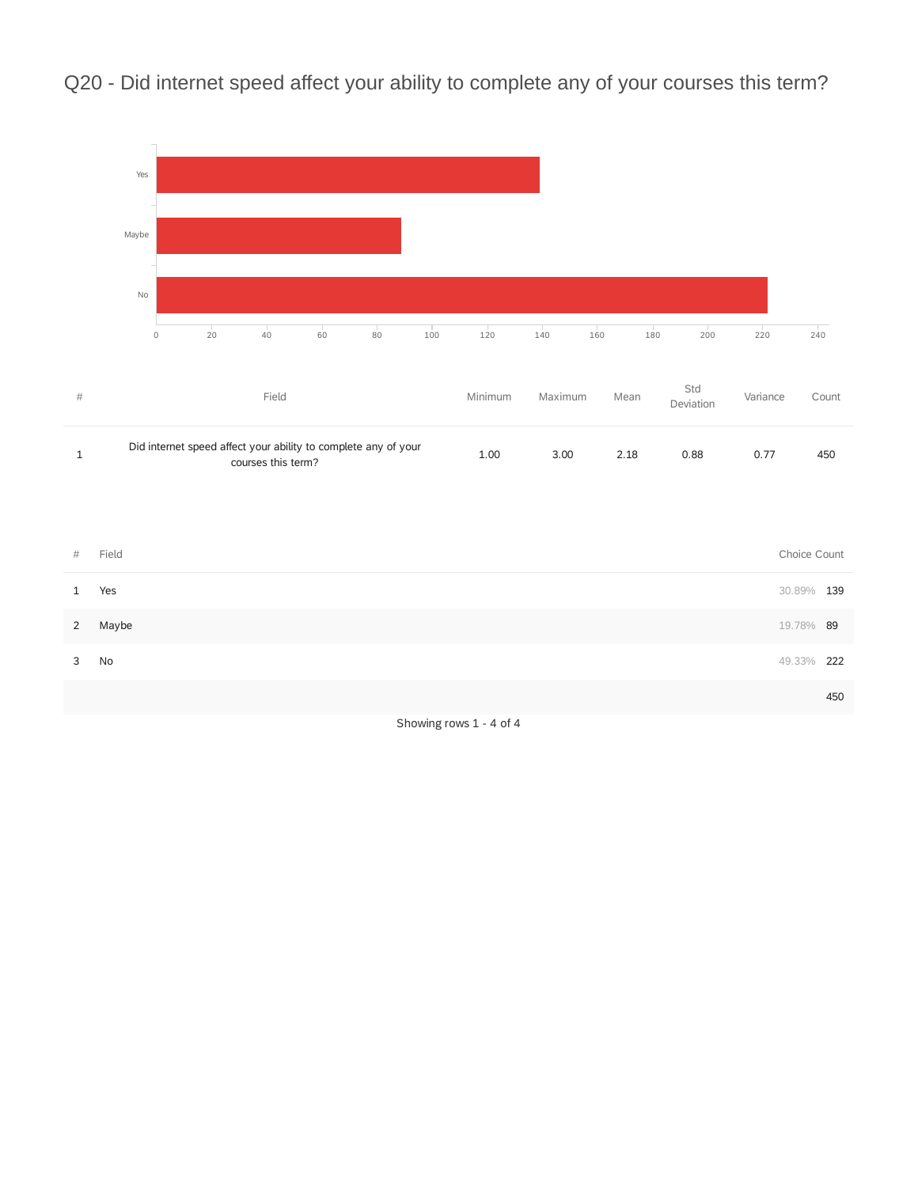# Q20 - Did internet speed affect your ability to complete any of your courses this term?

| # | Field | Minimum | Maximum | Mean | Std Deviation | Variance | Count |
|---|---|---|---|---|---|---|---|
| 1 | Did internet speed affect your ability to complete any of your courses this term? | 1.00 | 3.00 | 2.18 | 0.88 | 0.77 | 450 |

| # | Field | Choice Count | |
|---|---|---|---|
| 1 | Yes | 30.89% | 139 |
| 2 | Maybe | 19.78% | 89 |
| 3 | No | 49.33% | 222 |
| | | | 450 |

Showing rows 1 - 4 of 4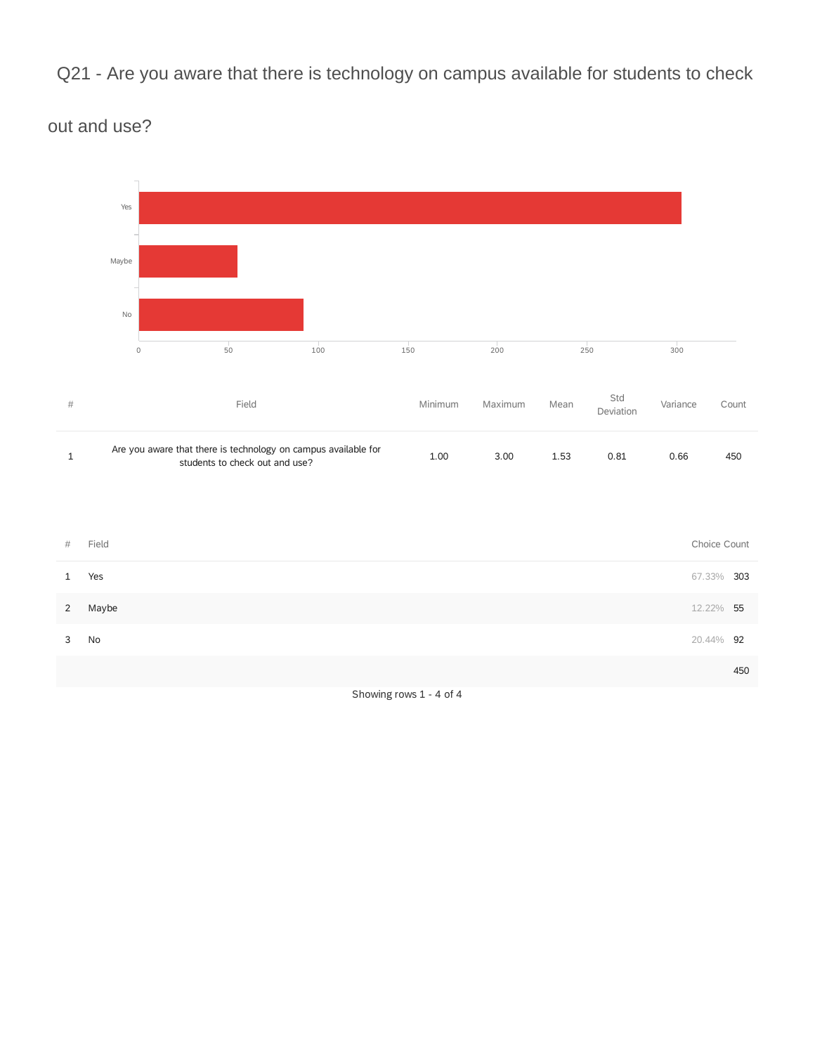## Q21 - Are you aware that there is technology on campus available for students to check out and use?

| # | Field | Minimum | Maximum | Mean | Std Deviation | Variance | Count |
|---|---|---|---|---|---|---|---|
| 1 | Are you aware that there is technology on campus available for students to check out and use? | 1.00 | 3.00 | 1.53 | 0.81 | 0.66 | 450 |

| # | Field | Choice Count | |
|---|---|---|---|
| 1 | Yes | 67.33% | 303 |
| 2 | Maybe | 12.22% | 55 |
| 3 | No | 20.44% | 92 |
| | | | 450 |

Showing rows 1 - 4 of 4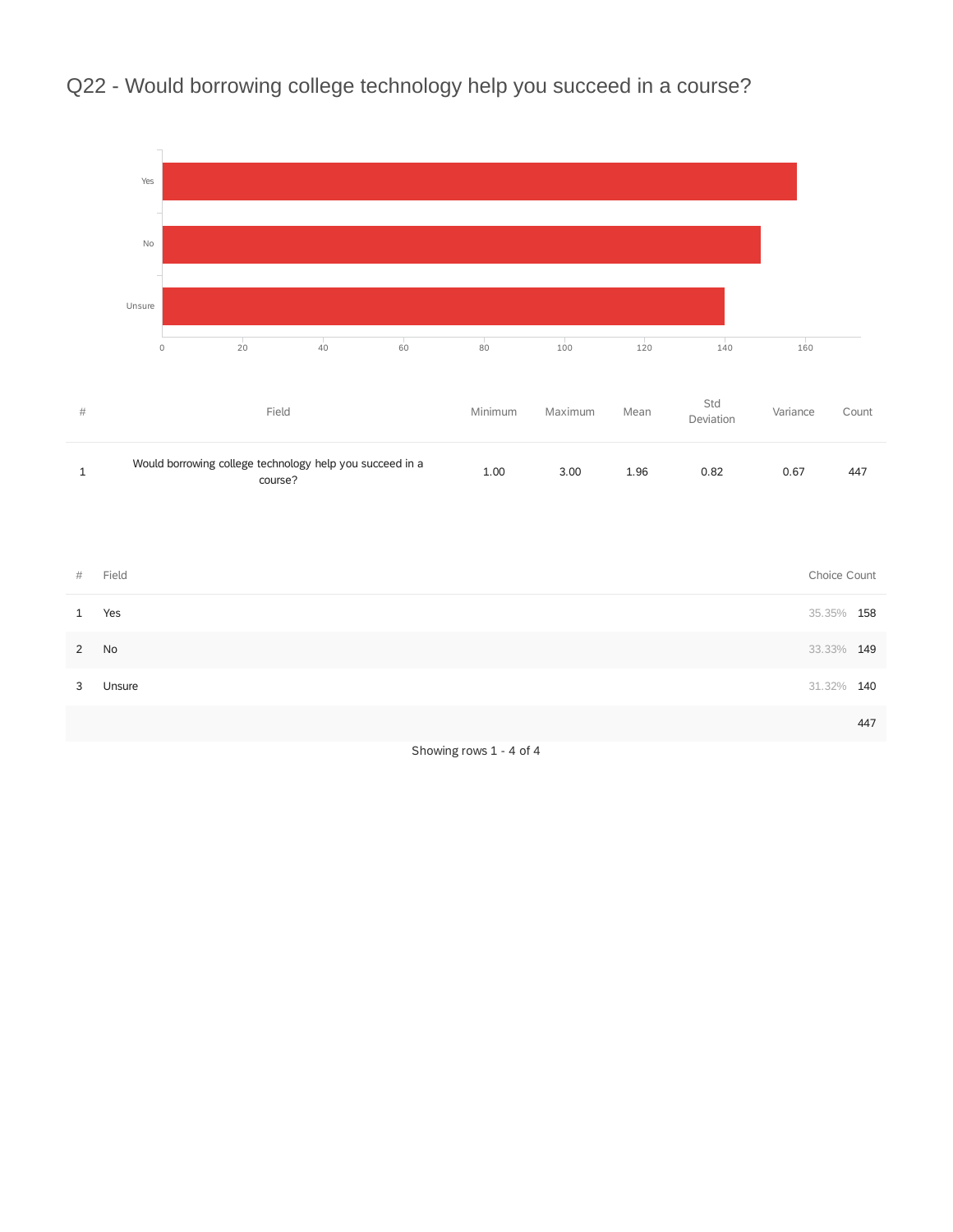# Q22 - Would borrowing college technology help you succeed in a course?

| # | Field | Minimum | Maximum | Mean | Std Deviation | Variance | Count |
|---|---|---|---|---|---|---|---|
| 1 | Would borrowing college technology help you succeed in a course? | 1.00 | 3.00 | 1.96 | 0.82 | 0.67 | 447 |

| # | Field | Choice Count | |
|---|---|---|---|
| 1 | Yes | 35.35% | 158 |
| 2 | No | 33.33% | 149 |
| 3 | Unsure | 31.32% | 140 |
| | | | 447 |

Showing rows 1 - 4 of 4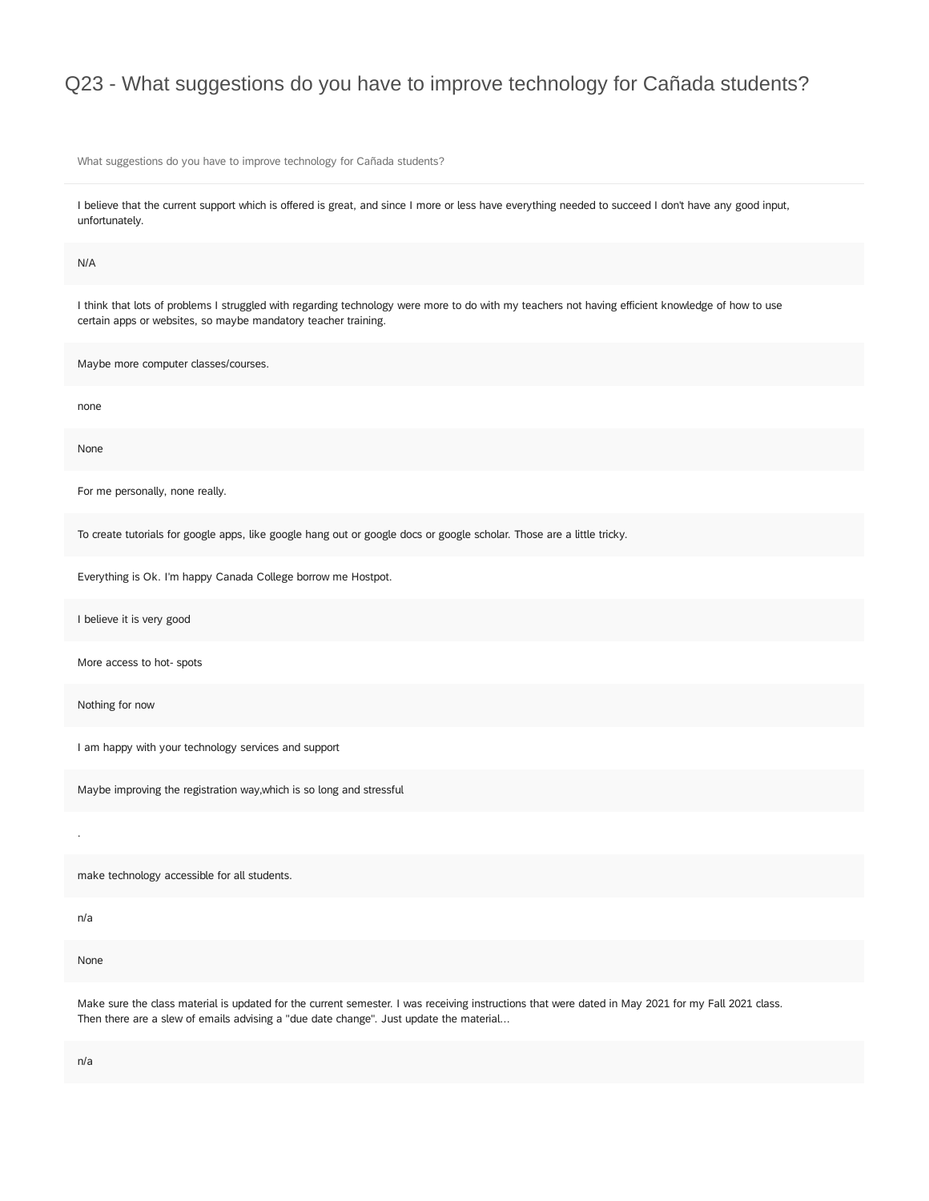# Q23 - What suggestions do you have to improve technology for Cañada students?

| What suggestions do you have to improve technology for Cañada students? |
|---|
| I believe that the current support which is offered is great, and since I more or less have everything needed to succeed I don't have any good input, unfortunately. |
| N/A |
| I think that lots of problems I struggled with regarding technology were more to do with my teachers not having efficient knowledge of how to use certain apps or websites, so maybe mandatory teacher training. |
| Maybe more computer classes/courses. |
| none |
| None |
| For me personally, none really. |
| To create tutorials for google apps, like google hang out or google docs or google scholar. Those are a little tricky. |
| Everything is Ok. I'm happy Canada College borrow me Hostpot. |
| I believe it is very good |
| More access to hot- spots |
| Nothing for now |
| I am happy with your technology services and support |
| Maybe improving the registration way,which is so long and stressful |
| . |
| make technology accessible for all students. |
| n/a |
| None |
| Make sure the class material is updated for the current semester. I was receiving instructions that were dated in May 2021 for my Fall 2021 class. Then there are a slew of emails advising a "due date change". Just update the material... |
| n/a |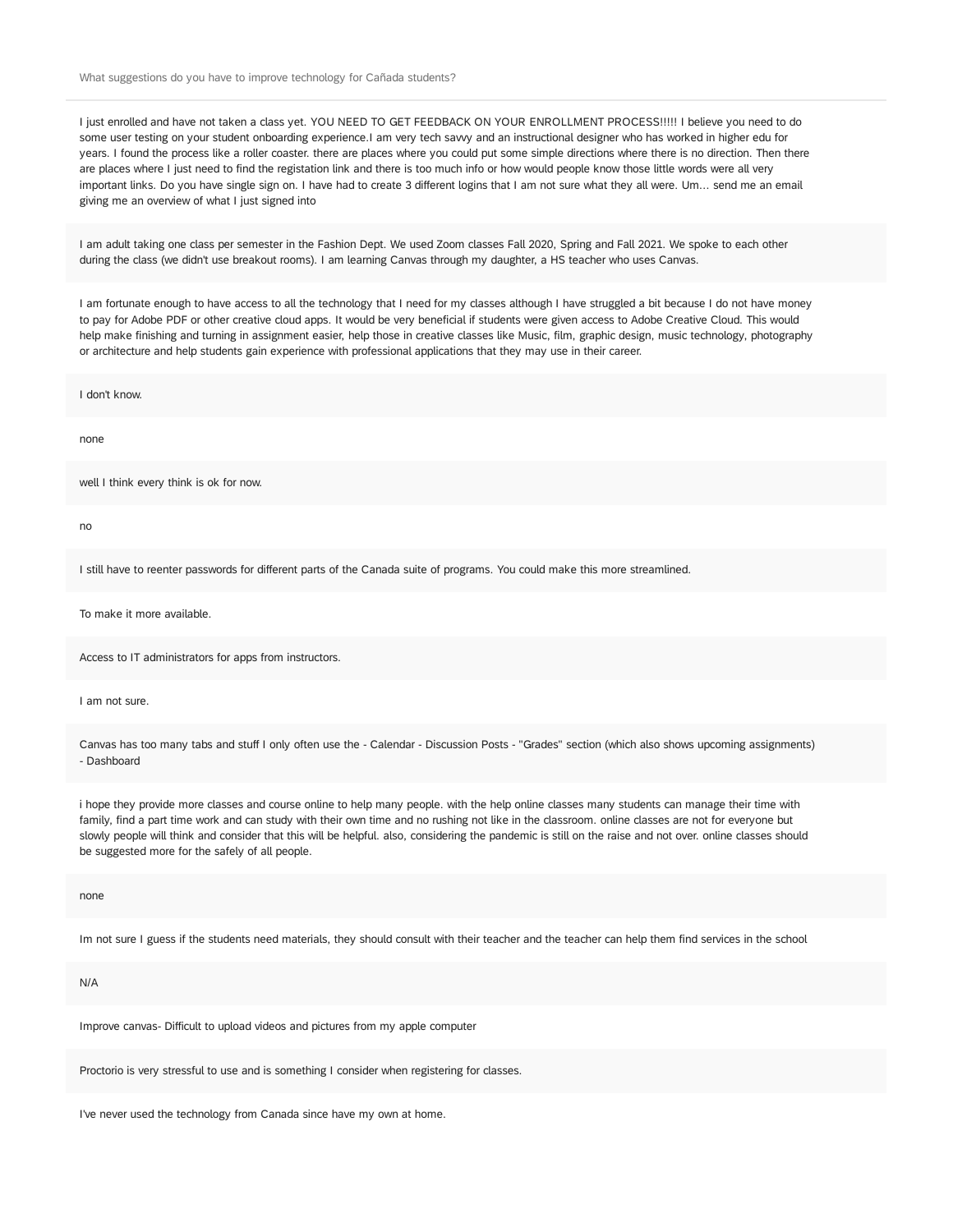What suggestions do you have to improve technology for Cañada students?

I just enrolled and have not taken a class yet. YOU NEED TO GET FEEDBACK ON YOUR ENROLLMENT PROCESS!!!!! I believe you need to do some user testing on your student onboarding experience.I am very tech savvy and an instructional designer who has worked in higher edu for years. I found the process like a roller coaster. there are places where you could put some simple directions where there is no direction. Then there are places where I just need to find the registation link and there is too much info or how would people know those little words were all very important links. Do you have single sign on. I have had to create 3 different logins that I am not sure what they all were. Um... send me an email giving me an overview of what I just signed into

I am adult taking one class per semester in the Fashion Dept. We used Zoom classes Fall 2020, Spring and Fall 2021. We spoke to each other during the class (we didn't use breakout rooms). I am learning Canvas through my daughter, a HS teacher who uses Canvas.

I am fortunate enough to have access to all the technology that I need for my classes although I have struggled a bit because I do not have money to pay for Adobe PDF or other creative cloud apps. It would be very beneficial if students were given access to Adobe Creative Cloud. This would help make finishing and turning in assignment easier, help those in creative classes like Music, film, graphic design, music technology, photography or architecture and help students gain experience with professional applications that they may use in their career.

I don't know.

none

well I think every think is ok for now.

no

I still have to reenter passwords for different parts of the Canada suite of programs. You could make this more streamlined.

To make it more available.

Access to IT administrators for apps from instructors.

I am not sure.

Canvas has too many tabs and stuff I only often use the - Calendar - Discussion Posts - "Grades" section (which also shows upcoming assignments) - Dashboard

i hope they provide more classes and course online to help many people. with the help online classes many students can manage their time with family, find a part time work and can study with their own time and no rushing not like in the classroom. online classes are not for everyone but slowly people will think and consider that this will be helpful. also, considering the pandemic is still on the raise and not over. online classes should be suggested more for the safely of all people.

none

Im not sure I guess if the students need materials, they should consult with their teacher and the teacher can help them find services in the school

N/A

Improve canvas- Difficult to upload videos and pictures from my apple computer

Proctorio is very stressful to use and is something I consider when registering for classes.

I've never used the technology from Canada since have my own at home.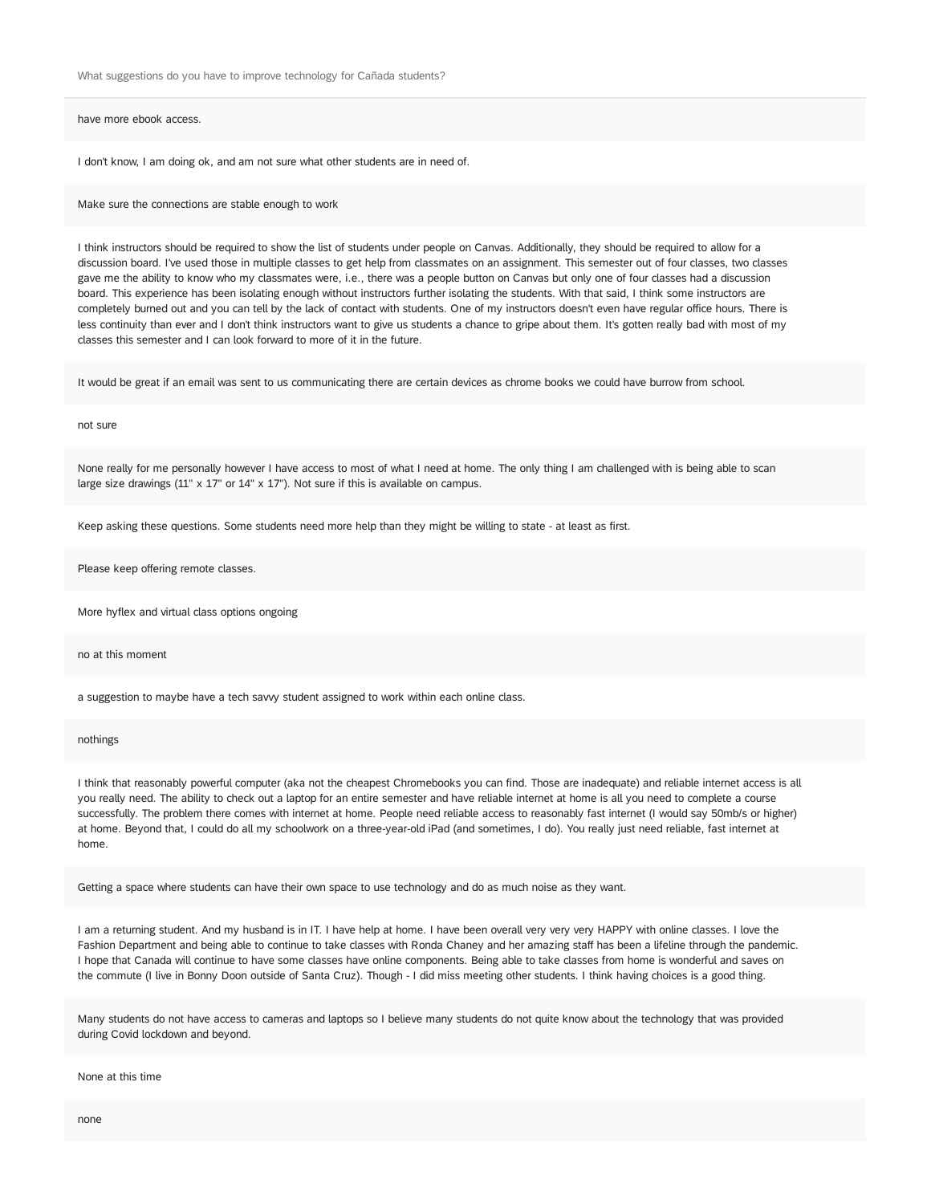What suggestions do you have to improve technology for Cañada students?

have more ebook access.

I don't know, I am doing ok, and am not sure what other students are in need of.

Make sure the connections are stable enough to work

I think instructors should be required to show the list of students under people on Canvas. Additionally, they should be required to allow for a discussion board. I've used those in multiple classes to get help from classmates on an assignment. This semester out of four classes, two classes gave me the ability to know who my classmates were, i.e., there was a people button on Canvas but only one of four classes had a discussion board. This experience has been isolating enough without instructors further isolating the students. With that said, I think some instructors are completely burned out and you can tell by the lack of contact with students. One of my instructors doesn't even have regular office hours. There is less continuity than ever and I don't think instructors want to give us students a chance to gripe about them. It's gotten really bad with most of my classes this semester and I can look forward to more of it in the future.

It would be great if an email was sent to us communicating there are certain devices as chrome books we could have burrow from school.

not sure

None really for me personally however I have access to most of what I need at home. The only thing I am challenged with is being able to scan large size drawings (11" x 17" or 14" x 17"). Not sure if this is available on campus.

Keep asking these questions. Some students need more help than they might be willing to state - at least as first.

Please keep offering remote classes.

More hyflex and virtual class options ongoing

no at this moment

a suggestion to maybe have a tech savvy student assigned to work within each online class.

nothings

I think that reasonably powerful computer (aka not the cheapest Chromebooks you can find. Those are inadequate) and reliable internet access is all you really need. The ability to check out a laptop for an entire semester and have reliable internet at home is all you need to complete a course successfully. The problem there comes with internet at home. People need reliable access to reasonably fast internet (I would say 50mb/s or higher) at home. Beyond that, I could do all my schoolwork on a three-year-old iPad (and sometimes, I do). You really just need reliable, fast internet at home.

Getting a space where students can have their own space to use technology and do as much noise as they want.

I am a returning student. And my husband is in IT. I have help at home. I have been overall very very very HAPPY with online classes. I love the Fashion Department and being able to continue to take classes with Ronda Chaney and her amazing staff has been a lifeline through the pandemic. I hope that Canada will continue to have some classes have online components. Being able to take classes from home is wonderful and saves on the commute (I live in Bonny Doon outside of Santa Cruz). Though - I did miss meeting other students. I think having choices is a good thing.

Many students do not have access to cameras and laptops so I believe many students do not quite know about the technology that was provided during Covid lockdown and beyond.

None at this time

none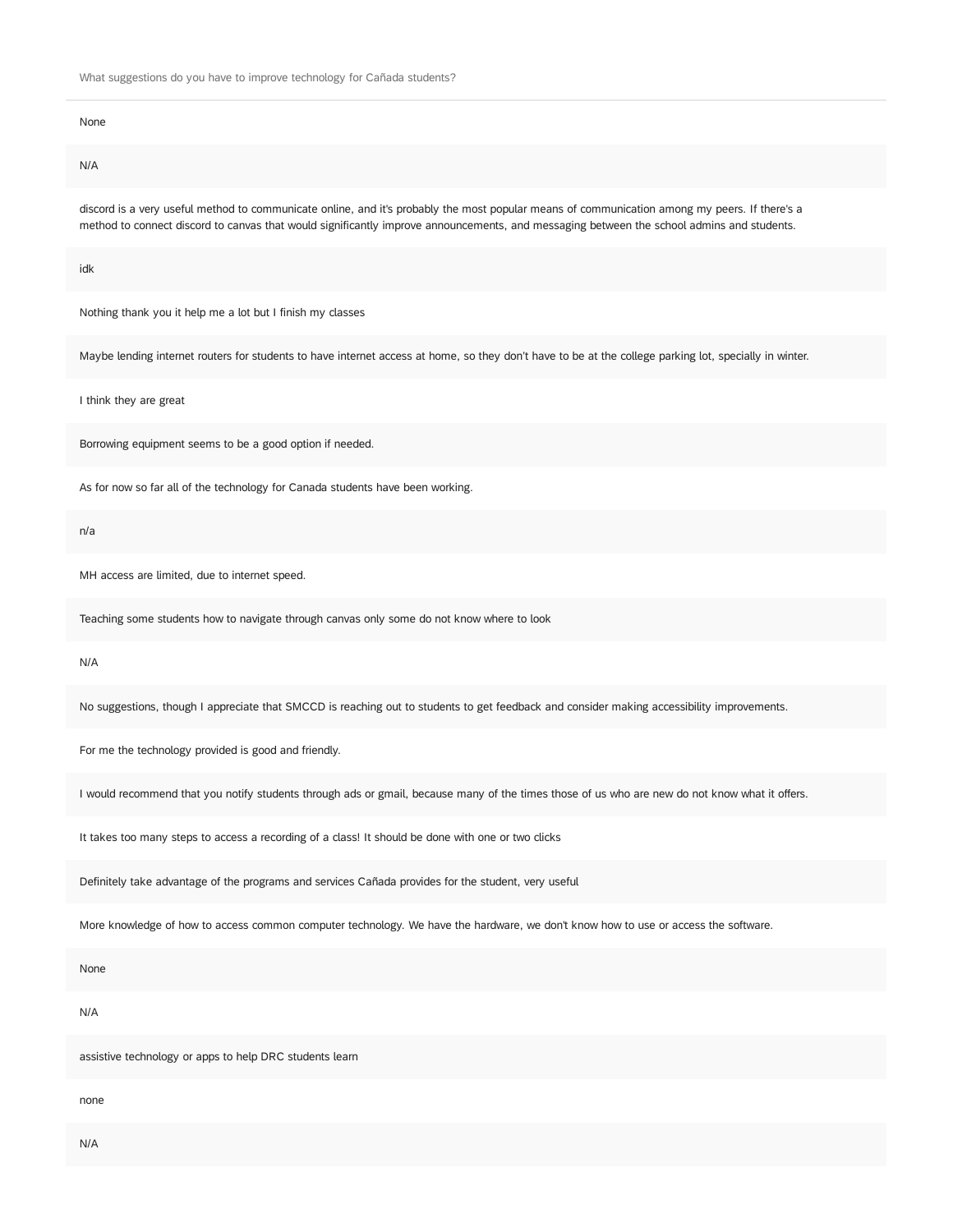What suggestions do you have to improve technology for Cañada students?

None

N/A

discord is a very useful method to communicate online, and it's probably the most popular means of communication among my peers. If there's a method to connect discord to canvas that would significantly improve announcements, and messaging between the school admins and students.

idk

Nothing thank you it help me a lot but I finish my classes

Maybe lending internet routers for students to have internet access at home, so they don't have to be at the college parking lot, specially in winter.

I think they are great

Borrowing equipment seems to be a good option if needed.

As for now so far all of the technology for Canada students have been working.

n/a

MH access are limited, due to internet speed.

Teaching some students how to navigate through canvas only some do not know where to look

N/A

No suggestions, though I appreciate that SMCCD is reaching out to students to get feedback and consider making accessibility improvements.

For me the technology provided is good and friendly.

I would recommend that you notify students through ads or gmail, because many of the times those of us who are new do not know what it offers.

It takes too many steps to access a recording of a class! It should be done with one or two clicks

Definitely take advantage of the programs and services Cañada provides for the student, very useful

More knowledge of how to access common computer technology. We have the hardware, we don't know how to use or access the software.

None

N/A

assistive technology or apps to help DRC students learn

none

N/A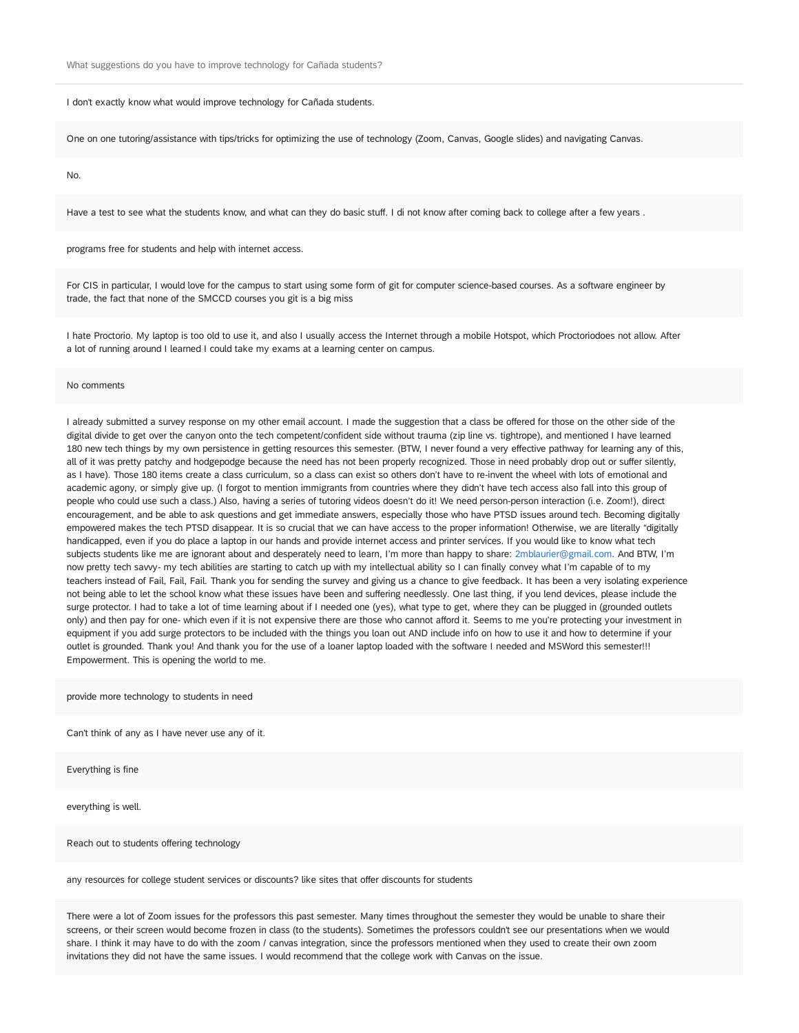What suggestions do you have to improve technology for Cañada students?

I don't exactly know what would improve technology for Cañada students.

One on one tutoring/assistance with tips/tricks for optimizing the use of technology (Zoom, Canvas, Google slides) and navigating Canvas.

No.

Have a test to see what the students know, and what can they do basic stuff. I di not know after coming back to college after a few years .

programs free for students and help with internet access.

For CIS in particular, I would love for the campus to start using some form of git for computer science-based courses. As a software engineer by trade, the fact that none of the SMCCD courses you git is a big miss

I hate Proctorio. My laptop is too old to use it, and also I usually access the Internet through a mobile Hotspot, which Proctoriodoes not allow. After a lot of running around I learned I could take my exams at a learning center on campus.

No comments

I already submitted a survey response on my other email account. I made the suggestion that a class be offered for those on the other side of the digital divide to get over the canyon onto the tech competent/confident side without trauma (zip line vs. tightrope), and mentioned I have learned 180 new tech things by my own persistence in getting resources this semester. (BTW, I never found a very effective pathway for learning any of this, all of it was pretty patchy and hodgepodge because the need has not been properly recognized. Those in need probably drop out or suffer silently, as I have). Those 180 items create a class curriculum, so a class can exist so others don't have to re-invent the wheel with lots of emotional and academic agony, or simply give up. (I forgot to mention immigrants from countries where they didn't have tech access also fall into this group of people who could use such a class.) Also, having a series of tutoring videos doesn't do it! We need person-person interaction (i.e. Zoom!), direct encouragement, and be able to ask questions and get immediate answers, especially those who have PTSD issues around tech. Becoming digitally empowered makes the tech PTSD disappear. It is so crucial that we can have access to the proper information! Otherwise, we are literally "digitally handicapped, even if you do place a laptop in our hands and provide internet access and printer services. If you would like to know what tech subjects students like me are ignorant about and desperately need to learn, I'm more than happy to share: 2mblaurier@gmail.com. And BTW, I'm now pretty tech savvy- my tech abilities are starting to catch up with my intellectual ability so I can finally convey what I'm capable of to my teachers instead of Fail, Fail, Fail. Thank you for sending the survey and giving us a chance to give feedback. It has been a very isolating experience not being able to let the school know what these issues have been and suffering needlessly. One last thing, if you lend devices, please include the surge protector. I had to take a lot of time learning about if I needed one (yes), what type to get, where they can be plugged in (grounded outlets only) and then pay for one- which even if it is not expensive there are those who cannot afford it. Seems to me you're protecting your investment in equipment if you add surge protectors to be included with the things you loan out AND include info on how to use it and how to determine if your outlet is grounded. Thank you! And thank you for the use of a loaner laptop loaded with the software I needed and MSWord this semester!!! Empowerment. This is opening the world to me.

provide more technology to students in need

Can't think of any as I have never use any of it.

Everything is fine

everything is well.

Reach out to students offering technology

any resources for college student services or discounts? like sites that offer discounts for students

There were a lot of Zoom issues for the professors this past semester. Many times throughout the semester they would be unable to share their screens, or their screen would become frozen in class (to the students). Sometimes the professors couldn't see our presentations when we would share. I think it may have to do with the zoom / canvas integration, since the professors mentioned when they used to create their own zoom invitations they did not have the same issues. I would recommend that the college work with Canvas on the issue.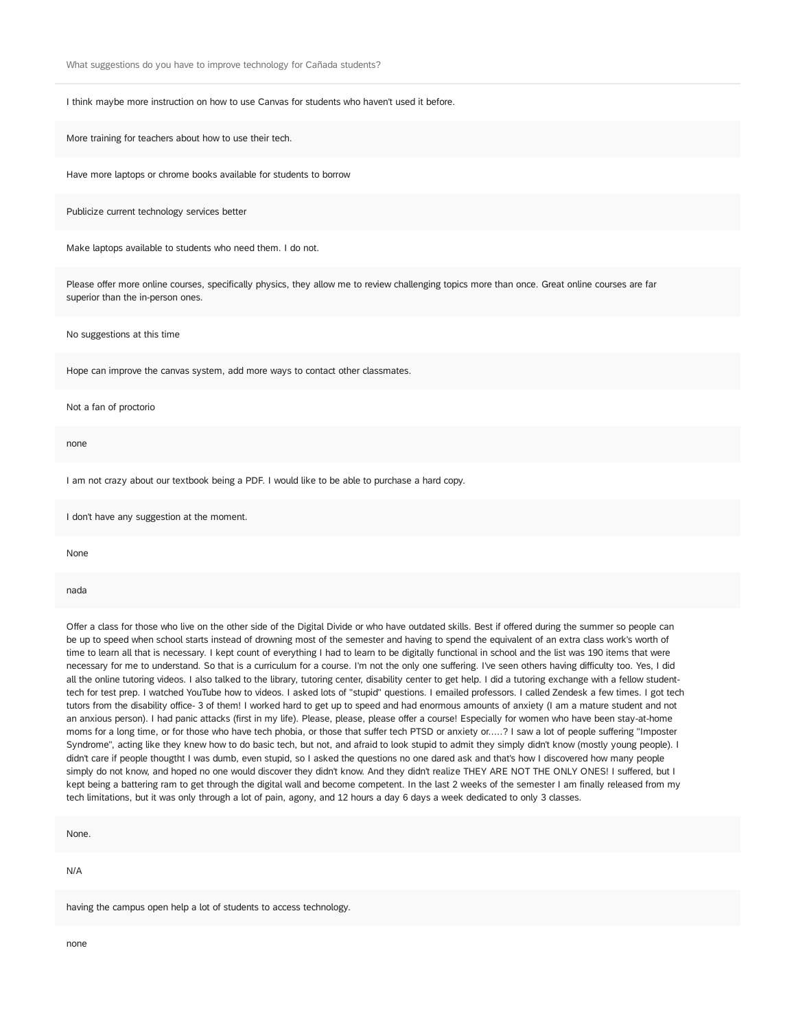What suggestions do you have to improve technology for Cañada students?

I think maybe more instruction on how to use Canvas for students who haven't used it before.

More training for teachers about how to use their tech.

Have more laptops or chrome books available for students to borrow

Publicize current technology services better

Make laptops available to students who need them. I do not.

Please offer more online courses, specifically physics, they allow me to review challenging topics more than once. Great online courses are far superior than the in-person ones.

No suggestions at this time

Hope can improve the canvas system, add more ways to contact other classmates.

Not a fan of proctorio

none

I am not crazy about our textbook being a PDF. I would like to be able to purchase a hard copy.

I don't have any suggestion at the moment.

None

nada

Offer a class for those who live on the other side of the Digital Divide or who have outdated skills. Best if offered during the summer so people can be up to speed when school starts instead of drowning most of the semester and having to spend the equivalent of an extra class work's worth of time to learn all that is necessary. I kept count of everything I had to learn to be digitally functional in school and the list was 190 items that were necessary for me to understand. So that is a curriculum for a course. I'm not the only one suffering. I've seen others having difficulty too. Yes, I did all the online tutoring videos. I also talked to the library, tutoring center, disability center to get help. I did a tutoring exchange with a fellow student-tech for test prep. I watched YouTube how to videos. I asked lots of "stupid" questions. I emailed professors. I called Zendesk a few times. I got tech tutors from the disability office- 3 of them! I worked hard to get up to speed and had enormous amounts of anxiety (I am a mature student and not an anxious person). I had panic attacks (first in my life). Please, please, please offer a course! Especially for women who have been stay-at-home moms for a long time, or for those who have tech phobia, or those that suffer tech PTSD or anxiety or.....? I saw a lot of people suffering "Imposter Syndrome", acting like they knew how to do basic tech, but not, and afraid to look stupid to admit they simply didn't know (mostly young people). I didn't care if people thougtht I was dumb, even stupid, so I asked the questions no one dared ask and that's how I discovered how many people simply do not know, and hoped no one would discover they didn't know. And they didn't realize THEY ARE NOT THE ONLY ONES! I suffered, but I kept being a battering ram to get through the digital wall and become competent. In the last 2 weeks of the semester I am finally released from my tech limitations, but it was only through a lot of pain, agony, and 12 hours a day 6 days a week dedicated to only 3 classes.

None.

N/A

having the campus open help a lot of students to access technology.

none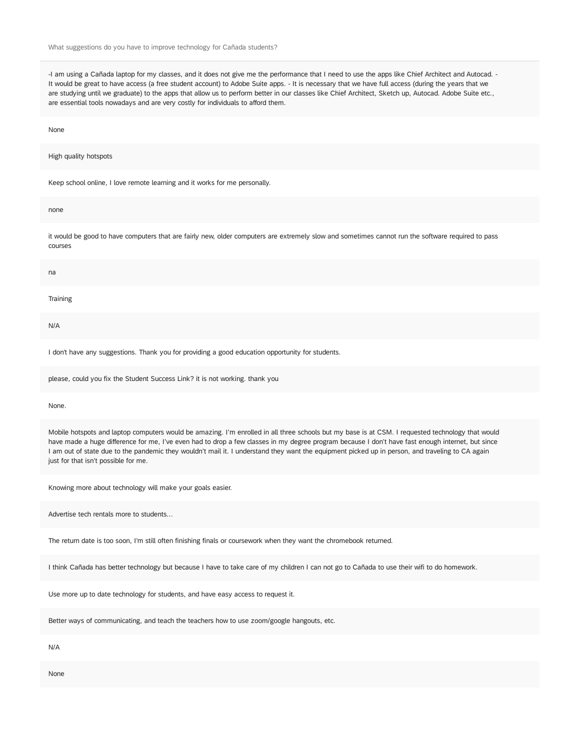What suggestions do you have to improve technology for Cañada students?

-I am using a Cañada laptop for my classes, and it does not give me the performance that I need to use the apps like Chief Architect and Autocad. - It would be great to have access (a free student account) to Adobe Suite apps. - It is necessary that we have full access (during the years that we are studying until we graduate) to the apps that allow us to perform better in our classes like Chief Architect, Sketch up, Autocad. Adobe Suite etc., are essential tools nowadays and are very costly for individuals to afford them.

None

High quality hotspots

Keep school online, I love remote learning and it works for me personally.

none

it would be good to have computers that are fairly new, older computers are extremely slow and sometimes cannot run the software required to pass courses

na

Training

N/A

I don't have any suggestions. Thank you for providing a good education opportunity for students.

please, could you fix the Student Success Link? it is not working. thank you

None.

Mobile hotspots and laptop computers would be amazing. I'm enrolled in all three schools but my base is at CSM. I requested technology that would have made a huge difference for me, I've even had to drop a few classes in my degree program because I don't have fast enough internet, but since I am out of state due to the pandemic they wouldn't mail it. I understand they want the equipment picked up in person, and traveling to CA again just for that isn't possible for me.

Knowing more about technology will make your goals easier.

Advertise tech rentals more to students...

The return date is too soon, I'm still often finishing finals or coursework when they want the chromebook returned.

I think Cañada has better technology but because I have to take care of my children I can not go to Cañada to use their wifi to do homework.

Use more up to date technology for students, and have easy access to request it.

Better ways of communicating, and teach the teachers how to use zoom/google hangouts, etc.

N/A

None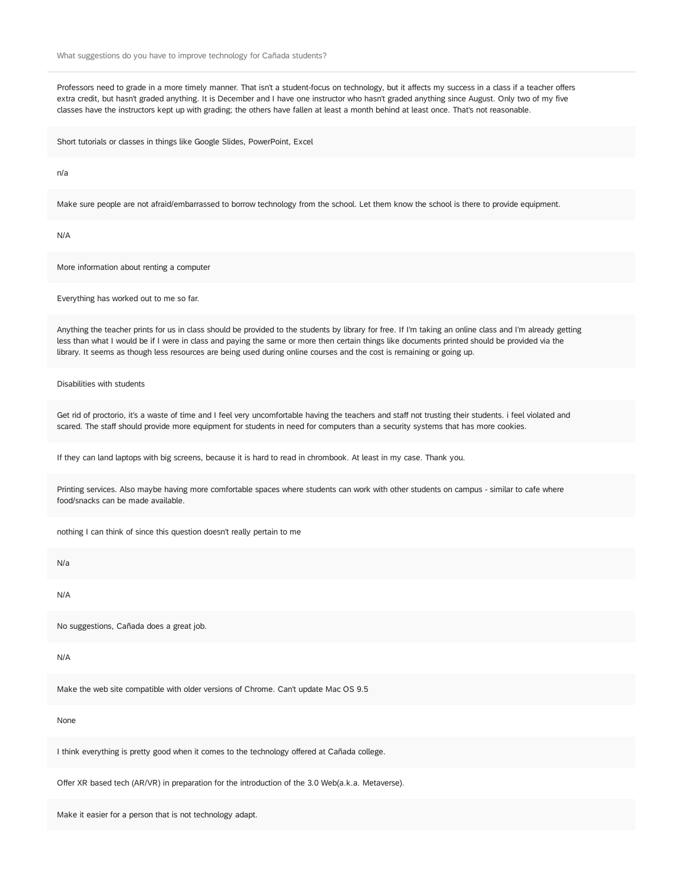What suggestions do you have to improve technology for Cañada students?

Professors need to grade in a more timely manner. That isn't a student-focus on technology, but it affects my success in a class if a teacher offers extra credit, but hasn't graded anything. It is December and I have one instructor who hasn't graded anything since August. Only two of my five classes have the instructors kept up with grading; the others have fallen at least a month behind at least once. That's not reasonable.

Short tutorials or classes in things like Google Slides, PowerPoint, Excel

n/a

Make sure people are not afraid/embarrassed to borrow technology from the school. Let them know the school is there to provide equipment.

N/A

More information about renting a computer

Everything has worked out to me so far.

Anything the teacher prints for us in class should be provided to the students by library for free. If I'm taking an online class and I'm already getting less than what I would be if I were in class and paying the same or more then certain things like documents printed should be provided via the library. It seems as though less resources are being used during online courses and the cost is remaining or going up.

Disabilities with students

Get rid of proctorio, it's a waste of time and I feel very uncomfortable having the teachers and staff not trusting their students. i feel violated and scared. The staff should provide more equipment for students in need for computers than a security systems that has more cookies.

If they can land laptops with big screens, because it is hard to read in chrombook. At least in my case. Thank you.

Printing services. Also maybe having more comfortable spaces where students can work with other students on campus - similar to cafe where food/snacks can be made available.

nothing I can think of since this question doesn't really pertain to me

N/a

N/A

No suggestions, Cañada does a great job.

N/A

Make the web site compatible with older versions of Chrome. Can't update Mac OS 9.5

None

I think everything is pretty good when it comes to the technology offered at Cañada college.

Offer XR based tech (AR/VR) in preparation for the introduction of the 3.0 Web(a.k.a. Metaverse).

Make it easier for a person that is not technology adapt.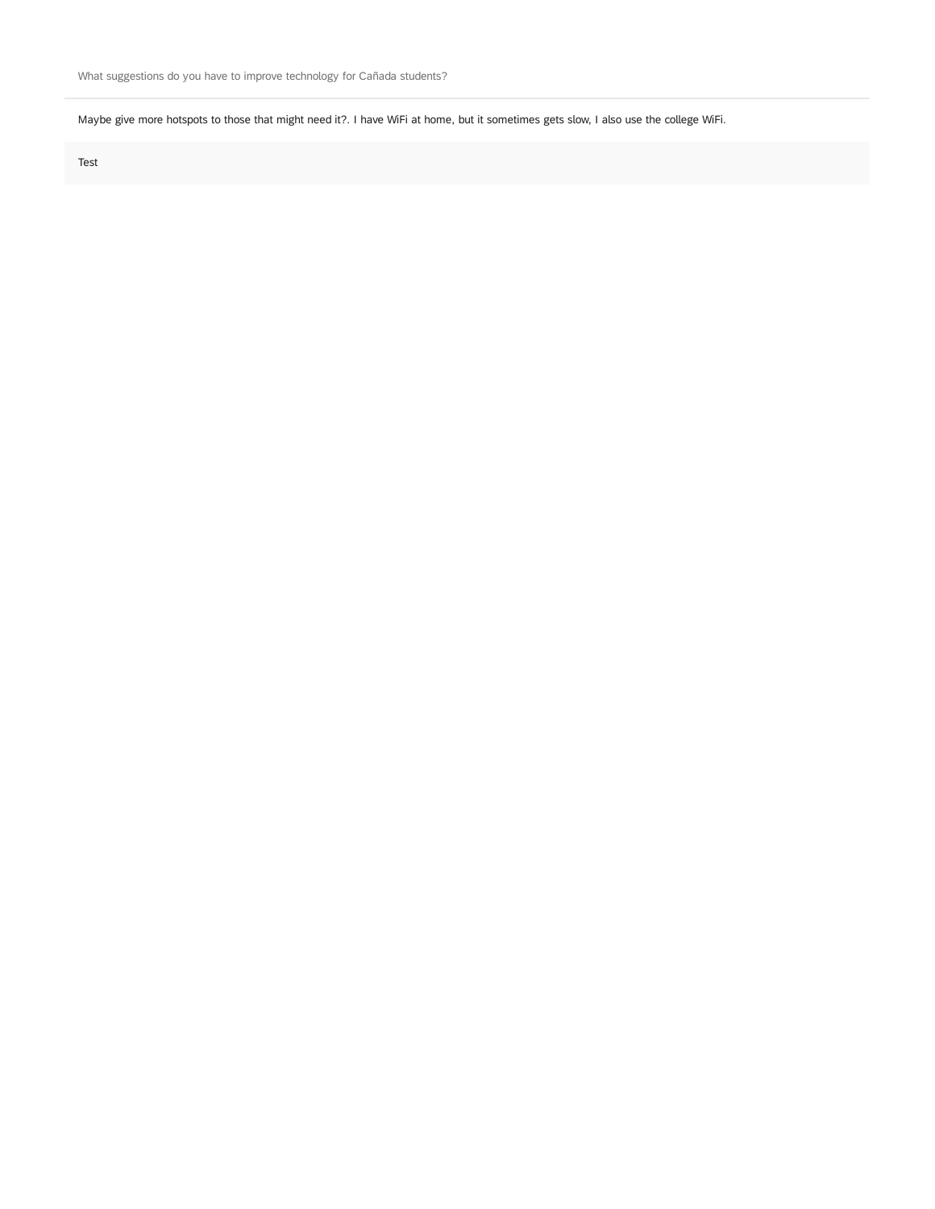What suggestions do you have to improve technology for Cañada students?

Maybe give more hotspots to those that might need it?. I have WiFi at home, but it sometimes gets slow, I also use the college WiFi.

Test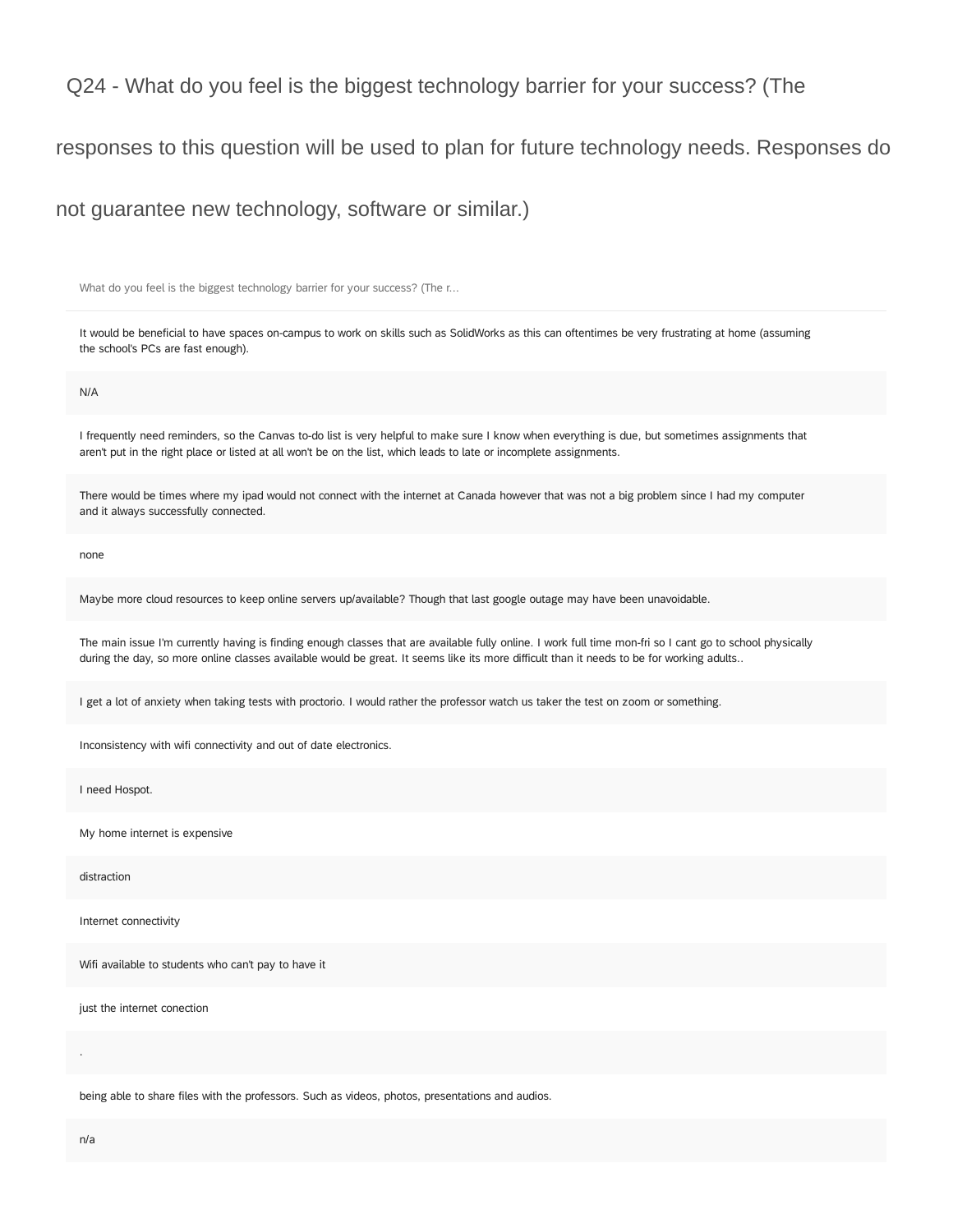## Q24 - What do you feel is the biggest technology barrier for your success? (The responses to this question will be used to plan for future technology needs. Responses do not guarantee new technology, software or similar.)

| What do you feel is the biggest technology barrier for your success? (The r... |
|---|
| It would be beneficial to have spaces on-campus to work on skills such as SolidWorks as this can oftentimes be very frustrating at home (assuming the school's PCs are fast enough). |
| N/A |
| I frequently need reminders, so the Canvas to-do list is very helpful to make sure I know when everything is due, but sometimes assignments that aren't put in the right place or listed at all won't be on the list, which leads to late or incomplete assignments. |
| There would be times where my ipad would not connect with the internet at Canada however that was not a big problem since I had my computer and it always successfully connected. |
| none |
| Maybe more cloud resources to keep online servers up/available? Though that last google outage may have been unavoidable. |
| The main issue I'm currently having is finding enough classes that are available fully online. I work full time mon-fri so I cant go to school physically during the day, so more online classes available would be great. It seems like its more difficult than it needs to be for working adults.. |
| I get a lot of anxiety when taking tests with proctorio. I would rather the professor watch us taker the test on zoom or something. |
| Inconsistency with wifi connectivity and out of date electronics. |
| I need Hospot. |
| My home internet is expensive |
| distraction |
| Internet connectivity |
| Wifi available to students who can't pay to have it |
| just the internet conection |
| . |
| being able to share files with the professors. Such as videos, photos, presentations and audios. |
| n/a |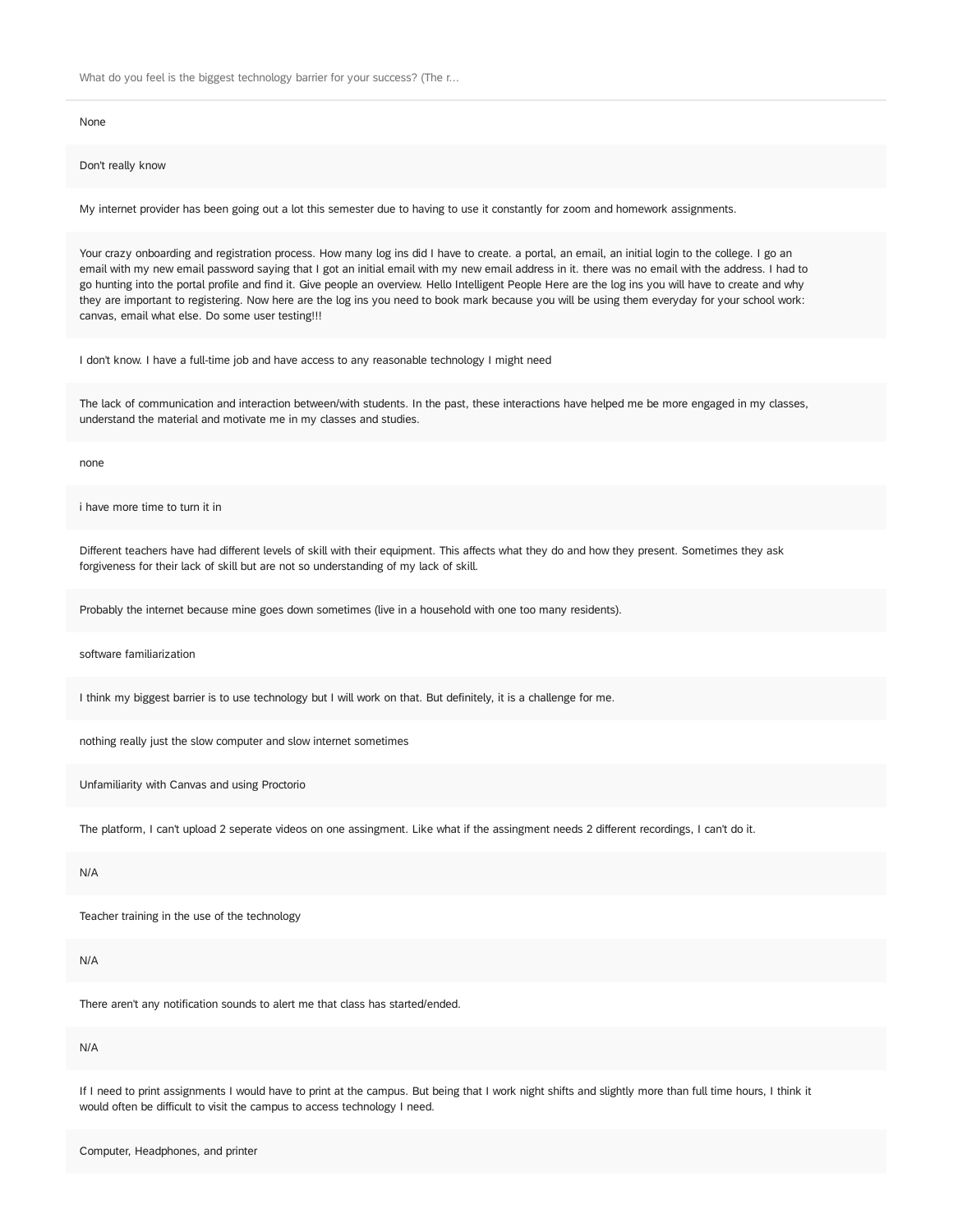What do you feel is the biggest technology barrier for your success? (The r...

None

Don't really know

My internet provider has been going out a lot this semester due to having to use it constantly for zoom and homework assignments.

Your crazy onboarding and registration process. How many log ins did I have to create. a portal, an email, an initial login to the college. I go an email with my new email password saying that I got an initial email with my new email address in it. there was no email with the address. I had to go hunting into the portal profile and find it. Give people an overview. Hello Intelligent People Here are the log ins you will have to create and why they are important to registering. Now here are the log ins you need to book mark because you will be using them everyday for your school work: canvas, email what else. Do some user testing!!!

I don't know. I have a full-time job and have access to any reasonable technology I might need

The lack of communication and interaction between/with students. In the past, these interactions have helped me be more engaged in my classes, understand the material and motivate me in my classes and studies.

none

i have more time to turn it in

Different teachers have had different levels of skill with their equipment. This affects what they do and how they present. Sometimes they ask forgiveness for their lack of skill but are not so understanding of my lack of skill.

Probably the internet because mine goes down sometimes (live in a household with one too many residents).

software familiarization

I think my biggest barrier is to use technology but I will work on that. But definitely, it is a challenge for me.

nothing really just the slow computer and slow internet sometimes

Unfamiliarity with Canvas and using Proctorio

The platform, I can't upload 2 seperate videos on one assingment. Like what if the assingment needs 2 different recordings, I can't do it.

N/A

Teacher training in the use of the technology

N/A

There aren't any notification sounds to alert me that class has started/ended.

N/A

If I need to print assignments I would have to print at the campus. But being that I work night shifts and slightly more than full time hours, I think it would often be difficult to visit the campus to access technology I need.

Computer, Headphones, and printer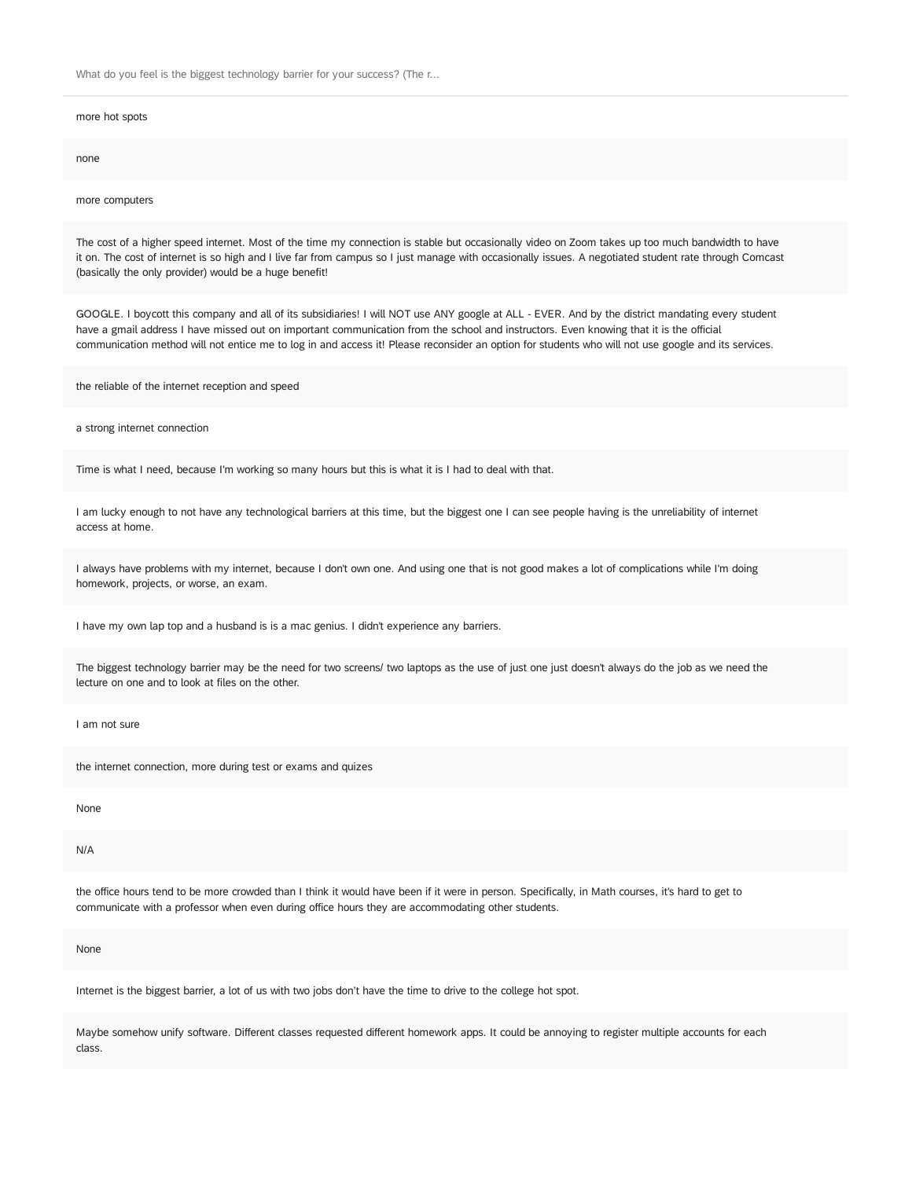What do you feel is the biggest technology barrier for your success? (The r...

more hot spots

none

more computers

The cost of a higher speed internet. Most of the time my connection is stable but occasionally video on Zoom takes up too much bandwidth to have it on. The cost of internet is so high and I live far from campus so I just manage with occasionally issues. A negotiated student rate through Comcast (basically the only provider) would be a huge benefit!

GOOGLE. I boycott this company and all of its subsidiaries! I will NOT use ANY google at ALL - EVER. And by the district mandating every student have a gmail address I have missed out on important communication from the school and instructors. Even knowing that it is the official communication method will not entice me to log in and access it! Please reconsider an option for students who will not use google and its services.

the reliable of the internet reception and speed

a strong internet connection

Time is what I need, because I'm working so many hours but this is what it is I had to deal with that.

I am lucky enough to not have any technological barriers at this time, but the biggest one I can see people having is the unreliability of internet access at home.

I always have problems with my internet, because I don't own one. And using one that is not good makes a lot of complications while I'm doing homework, projects, or worse, an exam.

I have my own lap top and a husband is is a mac genius. I didn't experience any barriers.

The biggest technology barrier may be the need for two screens/ two laptops as the use of just one just doesn't always do the job as we need the lecture on one and to look at files on the other.

I am not sure

the internet connection, more during test or exams and quizes

None

N/A

the office hours tend to be more crowded than I think it would have been if it were in person. Specifically, in Math courses, it's hard to get to communicate with a professor when even during office hours they are accommodating other students.

None

Internet is the biggest barrier, a lot of us with two jobs don't have the time to drive to the college hot spot.

Maybe somehow unify software. Different classes requested different homework apps. It could be annoying to register multiple accounts for each class.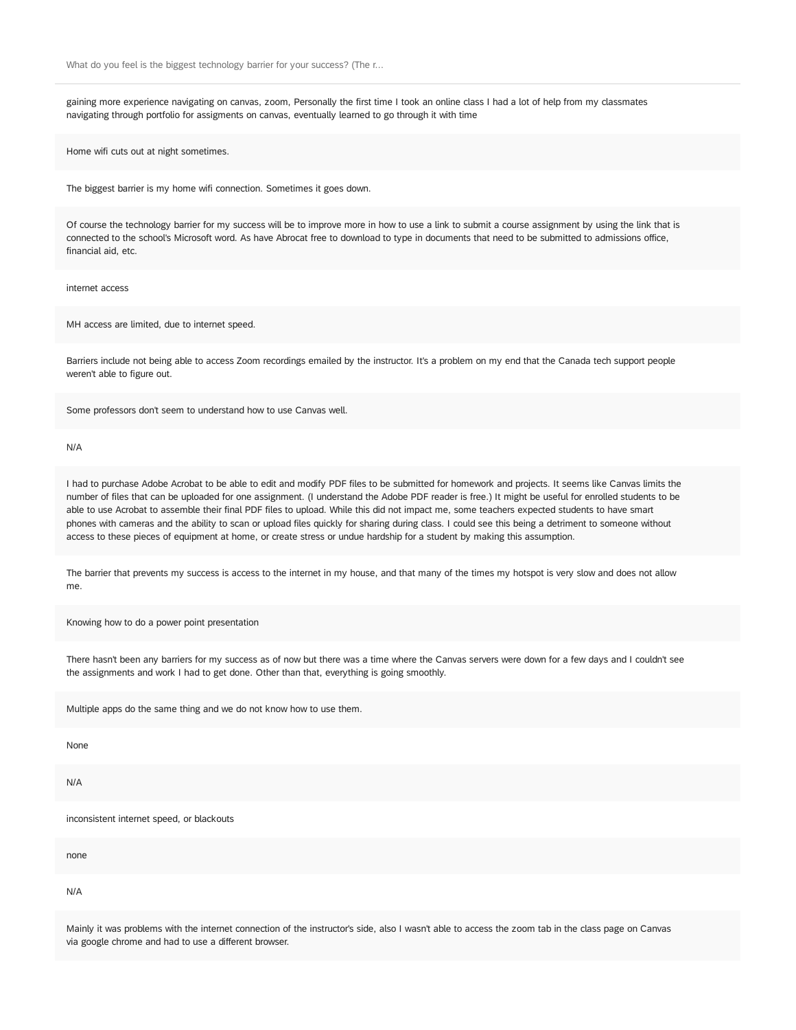What do you feel is the biggest technology barrier for your success? (The r...

gaining more experience navigating on canvas, zoom, Personally the first time I took an online class I had a lot of help from my classmates navigating through portfolio for assigments on canvas, eventually learned to go through it with time

Home wifi cuts out at night sometimes.

The biggest barrier is my home wifi connection. Sometimes it goes down.

Of course the technology barrier for my success will be to improve more in how to use a link to submit a course assignment by using the link that is connected to the school's Microsoft word. As have Abrocat free to download to type in documents that need to be submitted to admissions office, financial aid, etc.

internet access

MH access are limited, due to internet speed.

Barriers include not being able to access Zoom recordings emailed by the instructor. It's a problem on my end that the Canada tech support people weren't able to figure out.

Some professors don't seem to understand how to use Canvas well.

N/A

I had to purchase Adobe Acrobat to be able to edit and modify PDF files to be submitted for homework and projects. It seems like Canvas limits the number of files that can be uploaded for one assignment. (I understand the Adobe PDF reader is free.) It might be useful for enrolled students to be able to use Acrobat to assemble their final PDF files to upload. While this did not impact me, some teachers expected students to have smart phones with cameras and the ability to scan or upload files quickly for sharing during class. I could see this being a detriment to someone without access to these pieces of equipment at home, or create stress or undue hardship for a student by making this assumption.

The barrier that prevents my success is access to the internet in my house, and that many of the times my hotspot is very slow and does not allow me.

Knowing how to do a power point presentation

There hasn't been any barriers for my success as of now but there was a time where the Canvas servers were down for a few days and I couldn't see the assignments and work I had to get done. Other than that, everything is going smoothly.

Multiple apps do the same thing and we do not know how to use them.

None

N/A

inconsistent internet speed, or blackouts

none

N/A

Mainly it was problems with the internet connection of the instructor's side, also I wasn't able to access the zoom tab in the class page on Canvas via google chrome and had to use a different browser.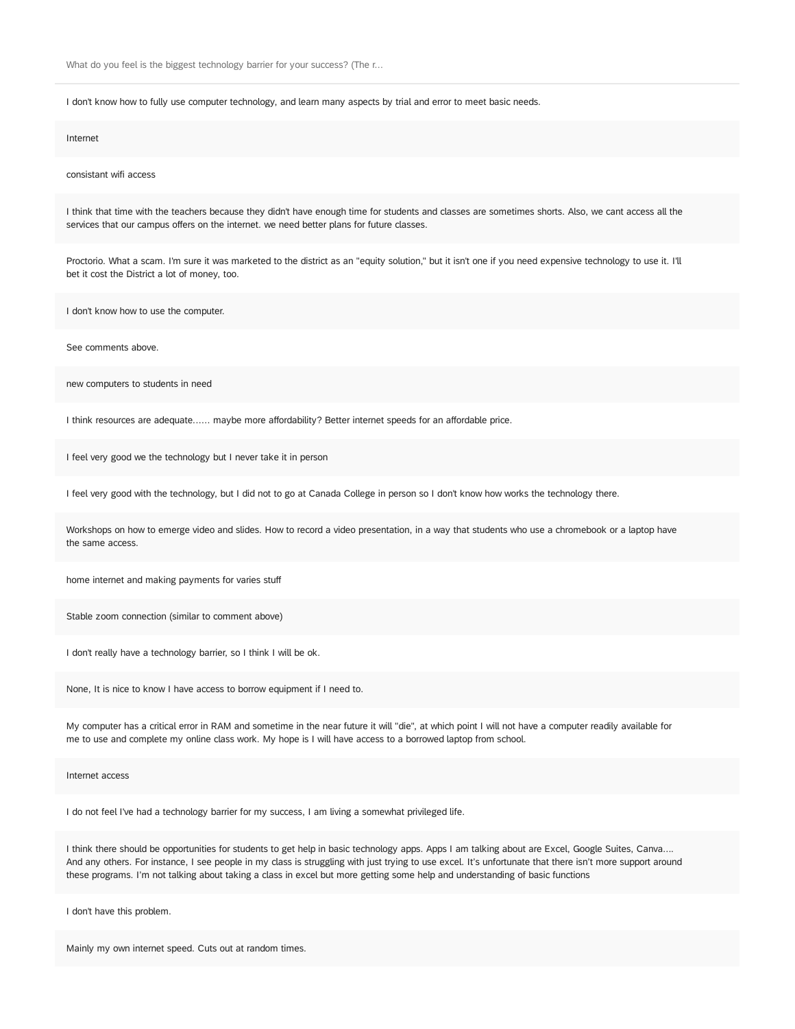What do you feel is the biggest technology barrier for your success? (The r...

I don't know how to fully use computer technology, and learn many aspects by trial and error to meet basic needs.

Internet

consistant wifi access

I think that time with the teachers because they didn't have enough time for students and classes are sometimes shorts. Also, we cant access all the services that our campus offers on the internet. we need better plans for future classes.

Proctorio. What a scam. I'm sure it was marketed to the district as an "equity solution," but it isn't one if you need expensive technology to use it. I'll bet it cost the District a lot of money, too.

I don't know how to use the computer.

See comments above.

new computers to students in need

I think resources are adequate...... maybe more affordability? Better internet speeds for an affordable price.

I feel very good we the technology but I never take it in person

I feel very good with the technology, but I did not to go at Canada College in person so I don't know how works the technology there.

Workshops on how to emerge video and slides. How to record a video presentation, in a way that students who use a chromebook or a laptop have the same access.

home internet and making payments for varies stuff

Stable zoom connection (similar to comment above)

I don't really have a technology barrier, so I think I will be ok.

None, It is nice to know I have access to borrow equipment if I need to.

My computer has a critical error in RAM and sometime in the near future it will "die", at which point I will not have a computer readily available for me to use and complete my online class work. My hope is I will have access to a borrowed laptop from school.

Internet access

I do not feel I've had a technology barrier for my success, I am living a somewhat privileged life.

I think there should be opportunities for students to get help in basic technology apps. Apps I am talking about are Excel, Google Suites, Canva.... And any others. For instance, I see people in my class is struggling with just trying to use excel. It's unfortunate that there isn't more support around these programs. I'm not talking about taking a class in excel but more getting some help and understanding of basic functions

I don't have this problem.

Mainly my own internet speed. Cuts out at random times.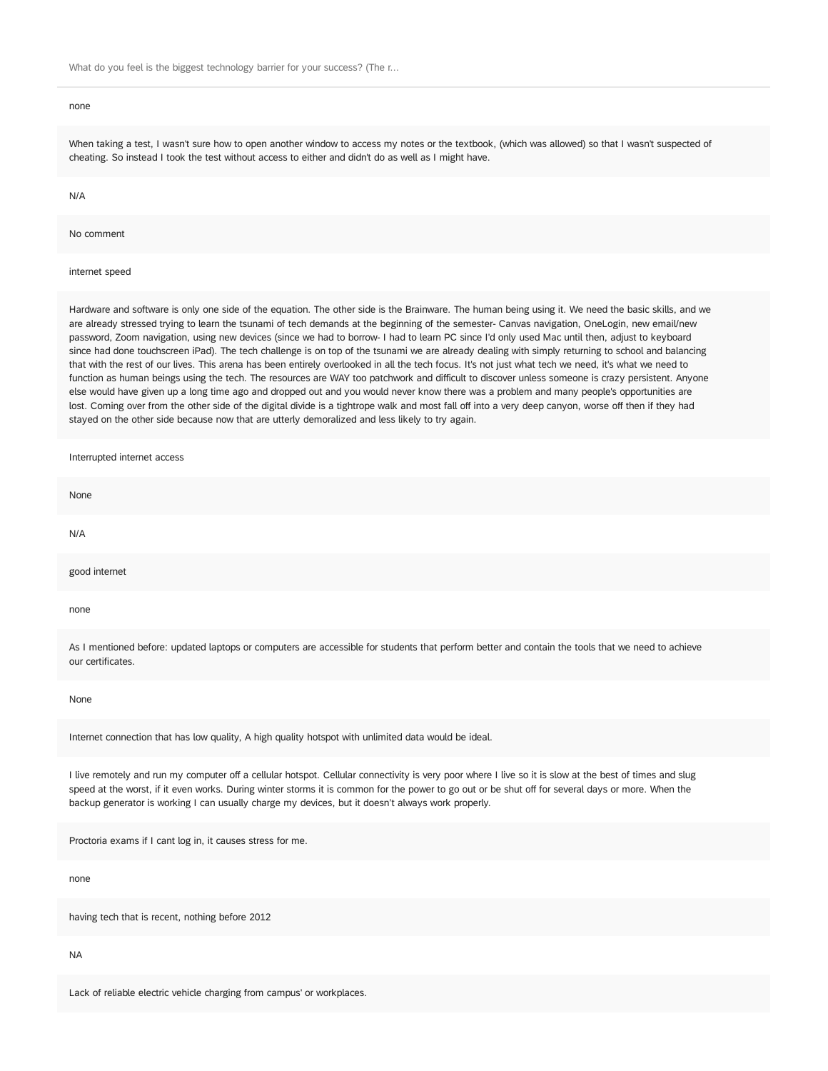What do you feel is the biggest technology barrier for your success? (The r...

none

When taking a test, I wasn't sure how to open another window to access my notes or the textbook, (which was allowed) so that I wasn't suspected of cheating. So instead I took the test without access to either and didn't do as well as I might have.

N/A

No comment

internet speed

Hardware and software is only one side of the equation. The other side is the Brainware. The human being using it. We need the basic skills, and we are already stressed trying to learn the tsunami of tech demands at the beginning of the semester- Canvas navigation, OneLogin, new email/new password, Zoom navigation, using new devices (since we had to borrow- I had to learn PC since I'd only used Mac until then, adjust to keyboard since had done touchscreen iPad). The tech challenge is on top of the tsunami we are already dealing with simply returning to school and balancing that with the rest of our lives. This arena has been entirely overlooked in all the tech focus. It's not just what tech we need, it's what we need to function as human beings using the tech. The resources are WAY too patchwork and difficult to discover unless someone is crazy persistent. Anyone else would have given up a long time ago and dropped out and you would never know there was a problem and many people's opportunities are lost. Coming over from the other side of the digital divide is a tightrope walk and most fall off into a very deep canyon, worse off then if they had stayed on the other side because now that are utterly demoralized and less likely to try again.

Interrupted internet access

None

N/A

good internet

none

As I mentioned before: updated laptops or computers are accessible for students that perform better and contain the tools that we need to achieve our certificates.

None

Internet connection that has low quality, A high quality hotspot with unlimited data would be ideal.

I live remotely and run my computer off a cellular hotspot. Cellular connectivity is very poor where I live so it is slow at the best of times and slug speed at the worst, if it even works. During winter storms it is common for the power to go out or be shut off for several days or more. When the backup generator is working I can usually charge my devices, but it doesn't always work properly.

Proctoria exams if I cant log in, it causes stress for me.

none

having tech that is recent, nothing before 2012

NA

Lack of reliable electric vehicle charging from campus' or workplaces.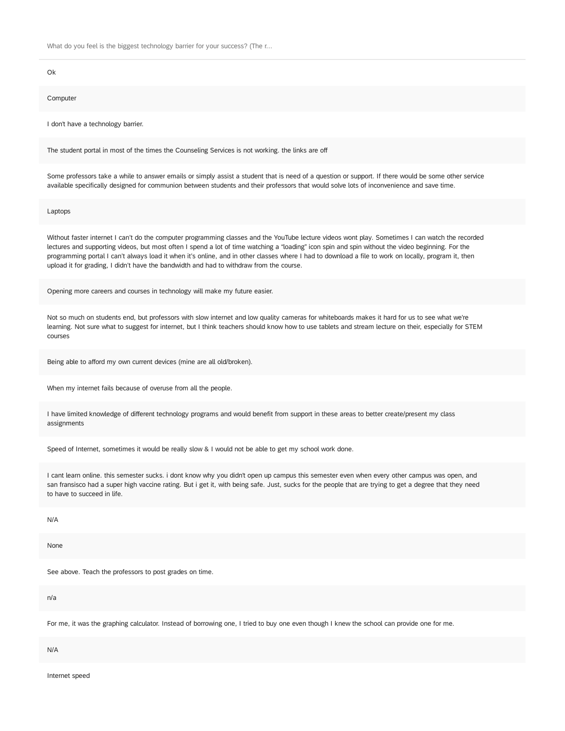What do you feel is the biggest technology barrier for your success? (The r...

Ok

Computer

I don't have a technology barrier.

The student portal in most of the times the Counseling Services is not working. the links are off

Some professors take a while to answer emails or simply assist a student that is need of a question or support. If there would be some other service available specifically designed for communion between students and their professors that would solve lots of inconvenience and save time.

Laptops

Without faster internet I can't do the computer programming classes and the YouTube lecture videos wont play. Sometimes I can watch the recorded lectures and supporting videos, but most often I spend a lot of time watching a "loading" icon spin and spin without the video beginning. For the programming portal I can't always load it when it's online, and in other classes where I had to download a file to work on locally, program it, then upload it for grading, I didn't have the bandwidth and had to withdraw from the course.

Opening more careers and courses in technology will make my future easier.

Not so much on students end, but professors with slow internet and low quality cameras for whiteboards makes it hard for us to see what we're learning. Not sure what to suggest for internet, but I think teachers should know how to use tablets and stream lecture on their, especially for STEM courses

Being able to afford my own current devices (mine are all old/broken).

When my internet fails because of overuse from all the people.

I have limited knowledge of different technology programs and would benefit from support in these areas to better create/present my class assignments

Speed of Internet, sometimes it would be really slow & I would not be able to get my school work done.

I cant learn online. this semester sucks. i dont know why you didn't open up campus this semester even when every other campus was open, and san fransisco had a super high vaccine rating. But i get it, with being safe. Just, sucks for the people that are trying to get a degree that they need to have to succeed in life.

N/A

None

See above. Teach the professors to post grades on time.

n/a

For me, it was the graphing calculator. Instead of borrowing one, I tried to buy one even though I knew the school can provide one for me.

N/A

Internet speed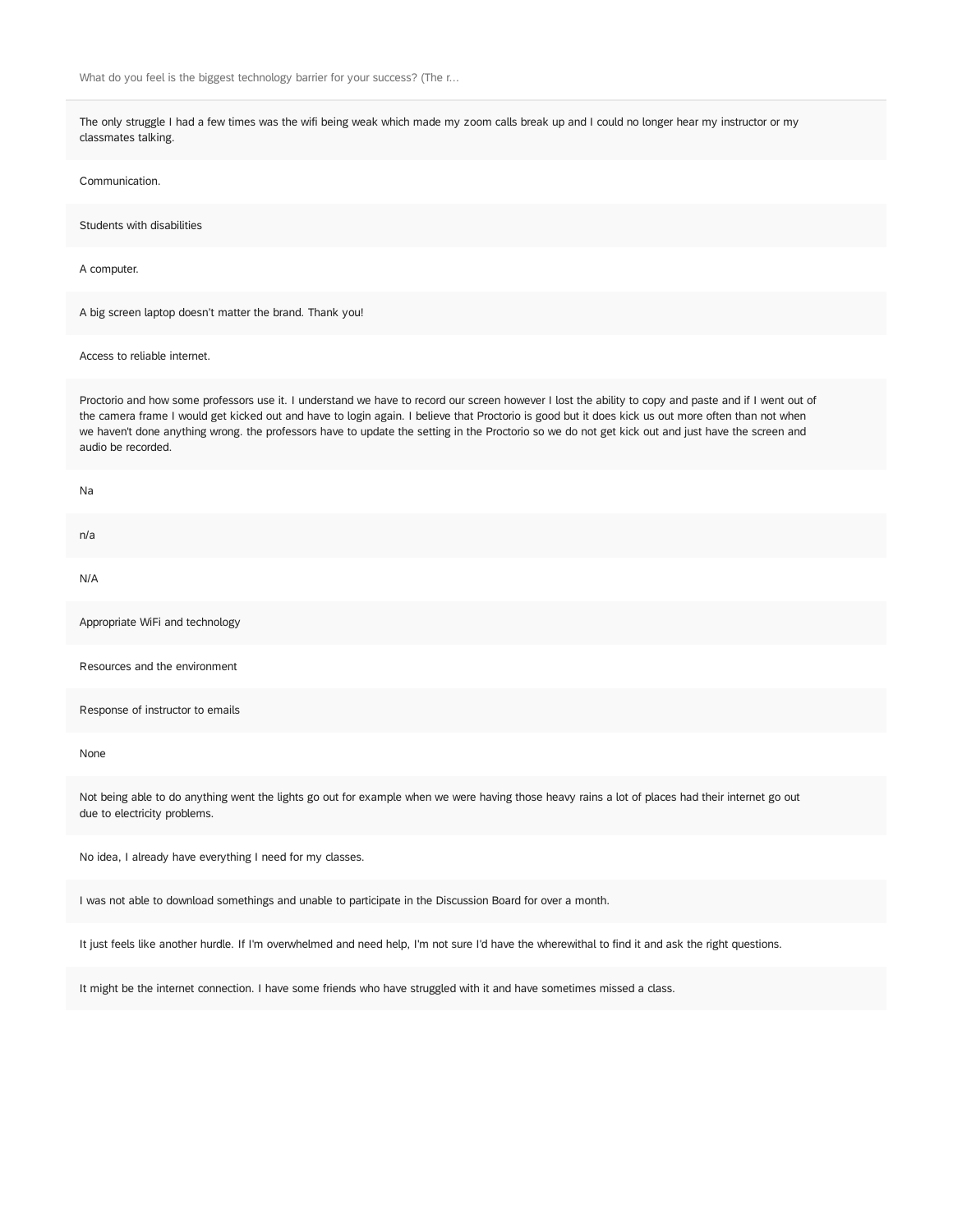What do you feel is the biggest technology barrier for your success? (The r...

The only struggle I had a few times was the wifi being weak which made my zoom calls break up and I could no longer hear my instructor or my classmates talking.

Communication.

Students with disabilities

A computer.

A big screen laptop doesn't matter the brand. Thank you!

Access to reliable internet.

Proctorio and how some professors use it. I understand we have to record our screen however I lost the ability to copy and paste and if I went out of the camera frame I would get kicked out and have to login again. I believe that Proctorio is good but it does kick us out more often than not when we haven't done anything wrong. the professors have to update the setting in the Proctorio so we do not get kick out and just have the screen and audio be recorded.

Na

n/a

N/A

Appropriate WiFi and technology

Resources and the environment

Response of instructor to emails

None

Not being able to do anything went the lights go out for example when we were having those heavy rains a lot of places had their internet go out due to electricity problems.

No idea, I already have everything I need for my classes.

I was not able to download somethings and unable to participate in the Discussion Board for over a month.

It just feels like another hurdle. If I'm overwhelmed and need help, I'm not sure I'd have the wherewithal to find it and ask the right questions.

It might be the internet connection. I have some friends who have struggled with it and have sometimes missed a class.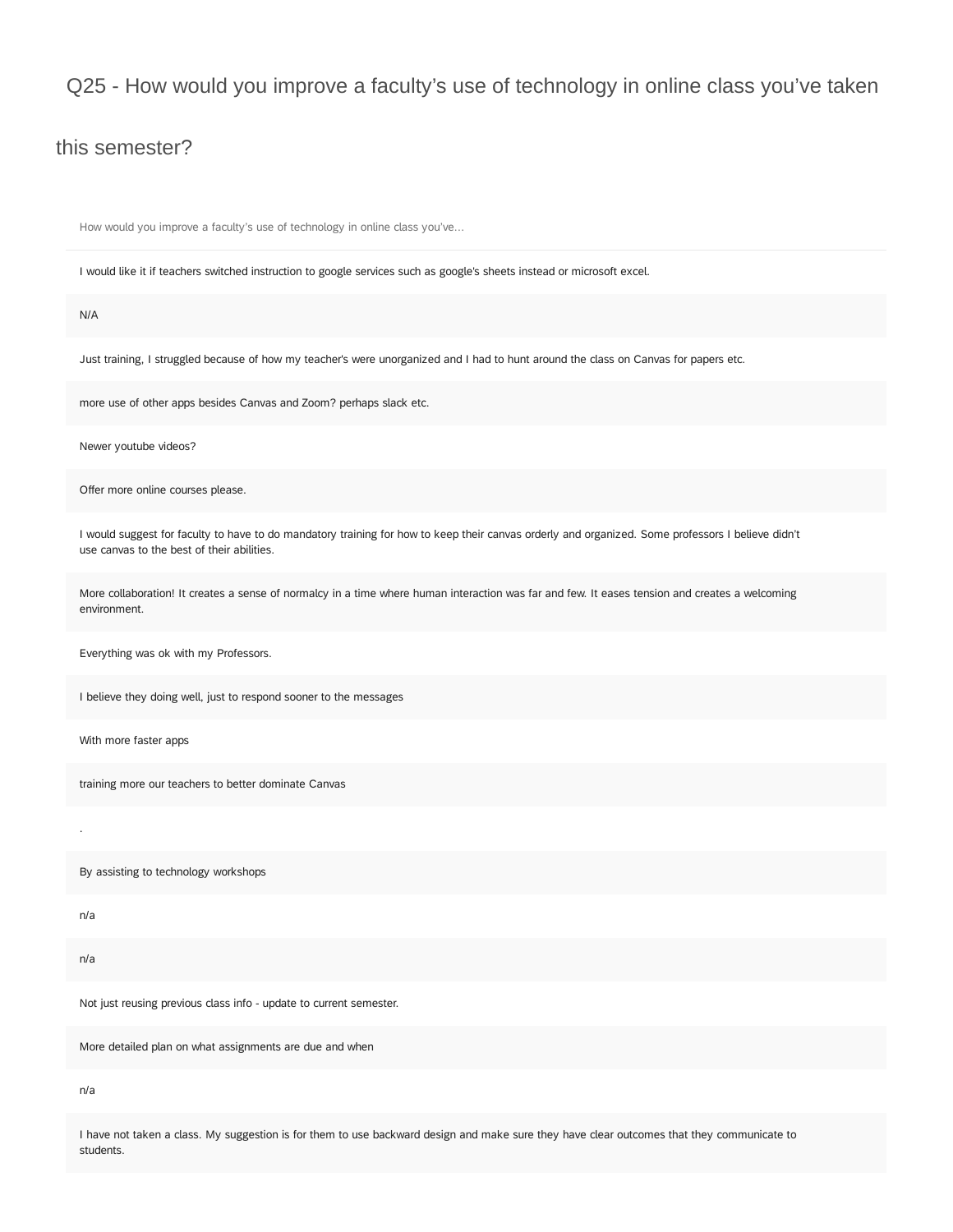# Q25 - How would you improve a faculty's use of technology in online class you've taken this semester?

| How would you improve a faculty's use of technology in online class you've... |
| --- |
| I would like it if teachers switched instruction to google services such as google's sheets instead or microsoft excel. |
| N/A |
| Just training, I struggled because of how my teacher's were unorganized and I had to hunt around the class on Canvas for papers etc. |
| more use of other apps besides Canvas and Zoom? perhaps slack etc. |
| Newer youtube videos? |
| Offer more online courses please. |
| I would suggest for faculty to have to do mandatory training for how to keep their canvas orderly and organized. Some professors I believe didn't use canvas to the best of their abilities. |
| More collaboration! It creates a sense of normalcy in a time where human interaction was far and few. It eases tension and creates a welcoming environment. |
| Everything was ok with my Professors. |
| I believe they doing well, just to respond sooner to the messages |
| With more faster apps |
| training more our teachers to better dominate Canvas |
| . |
| By assisting to technology workshops |
| n/a |
| n/a |
| Not just reusing previous class info - update to current semester. |
| More detailed plan on what assignments are due and when |
| n/a |
| I have not taken a class. My suggestion is for them to use backward design and make sure they have clear outcomes that they communicate to students. |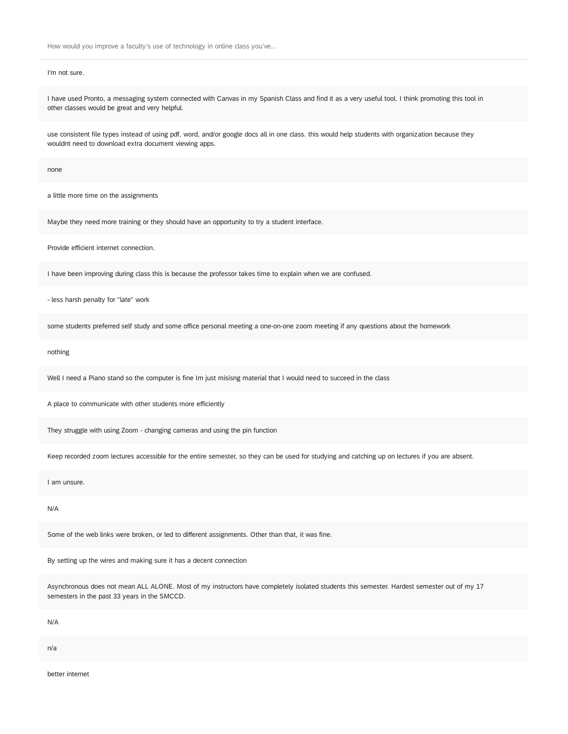How would you improve a faculty's use of technology in online class you've...

I'm not sure.

I have used Pronto, a messaging system connected with Canvas in my Spanish Class and find it as a very useful tool. I think promoting this tool in other classes would be great and very helpful.

use consistent file types instead of using pdf, word, and/or google docs all in one class. this would help students with organization because they wouldnt need to download extra document viewing apps.

none

a little more time on the assignments

Maybe they need more training or they should have an opportunity to try a student interface.

Provide efficient internet connection.

I have been improving during class this is because the professor takes time to explain when we are confused.

- less harsh penalty for "late" work

some students preferred self study and some office personal meeting a one-on-one zoom meeting if any questions about the homework

nothing

Well I need a Piano stand so the computer is fine Im just misisng material that I would need to succeed in the class

A place to communicate with other students more efficiently

They struggle with using Zoom - changing cameras and using the pin function

Keep recorded zoom lectures accessible for the entire semester, so they can be used for studying and catching up on lectures if you are absent.

I am unsure.

N/A

Some of the web links were broken, or led to different assignments. Other than that, it was fine.

By setting up the wires and making sure it has a decent connection

Asynchronous does not mean ALL ALONE. Most of my instructors have completely isolated students this semester. Hardest semester out of my 17 semesters in the past 33 years in the SMCCD.

N/A

n/a

better internet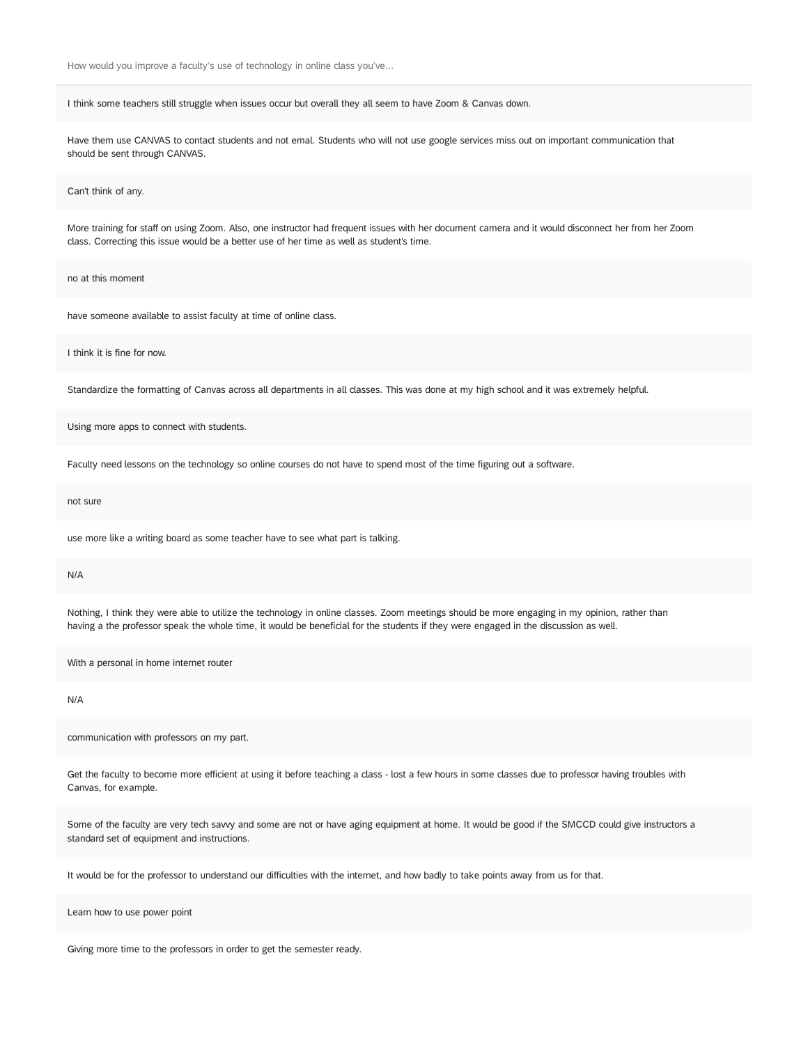How would you improve a faculty's use of technology in online class you've...

I think some teachers still struggle when issues occur but overall they all seem to have Zoom & Canvas down.

Have them use CANVAS to contact students and not emal. Students who will not use google services miss out on important communication that should be sent through CANVAS.

Can't think of any.

More training for staff on using Zoom. Also, one instructor had frequent issues with her document camera and it would disconnect her from her Zoom class. Correcting this issue would be a better use of her time as well as student's time.

no at this moment

have someone available to assist faculty at time of online class.

I think it is fine for now.

Standardize the formatting of Canvas across all departments in all classes. This was done at my high school and it was extremely helpful.

Using more apps to connect with students.

Faculty need lessons on the technology so online courses do not have to spend most of the time figuring out a software.

not sure

use more like a writing board as some teacher have to see what part is talking.

N/A

Nothing, I think they were able to utilize the technology in online classes. Zoom meetings should be more engaging in my opinion, rather than having a the professor speak the whole time, it would be beneficial for the students if they were engaged in the discussion as well.

With a personal in home internet router

N/A

communication with professors on my part.

Get the faculty to become more efficient at using it before teaching a class - lost a few hours in some classes due to professor having troubles with Canvas, for example.

Some of the faculty are very tech savvy and some are not or have aging equipment at home. It would be good if the SMCCD could give instructors a standard set of equipment and instructions.

It would be for the professor to understand our difficulties with the internet, and how badly to take points away from us for that.

Learn how to use power point

Giving more time to the professors in order to get the semester ready.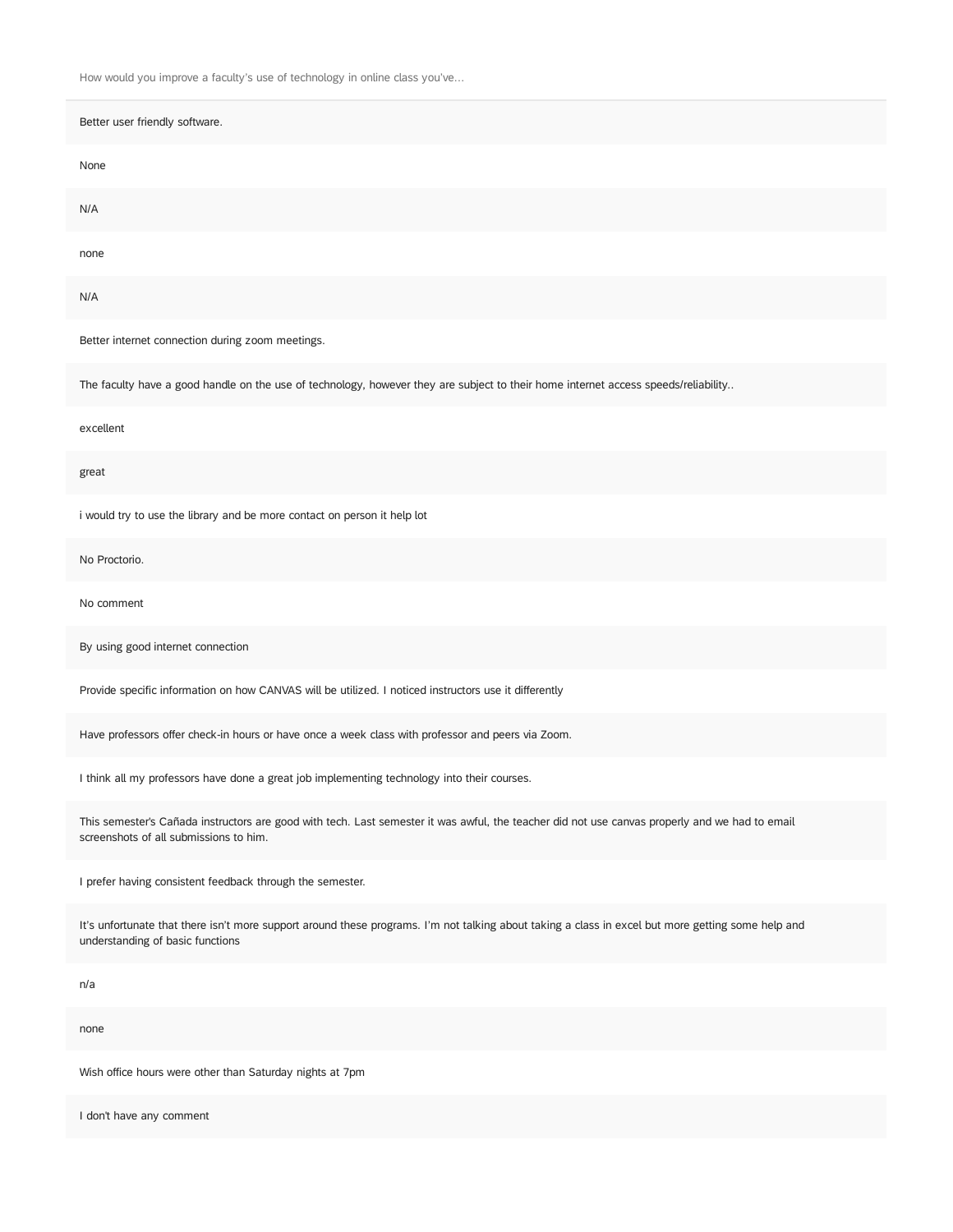| How would you improve a faculty's use of technology in online class you've... |
| --- |
| Better user friendly software. |
| None |
| N/A |
| none |
| N/A |
| Better internet connection during zoom meetings. |
| The faculty have a good handle on the use of technology, however they are subject to their home internet access speeds/reliability.. |
| excellent |
| great |
| i would try to use the library and be more contact on person it help lot |
| No Proctorio. |
| No comment |
| By using good internet connection |
| Provide specific information on how CANVAS will be utilized. I noticed instructors use it differently |
| Have professors offer check-in hours or have once a week class with professor and peers via Zoom. |
| I think all my professors have done a great job implementing technology into their courses. |
| This semester's Cañada instructors are good with tech. Last semester it was awful, the teacher did not use canvas properly and we had to email screenshots of all submissions to him. |
| I prefer having consistent feedback through the semester. |
| It's unfortunate that there isn't more support around these programs. I'm not talking about taking a class in excel but more getting some help and understanding of basic functions |
| n/a |
| none |
| Wish office hours were other than Saturday nights at 7pm |
| I don't have any comment |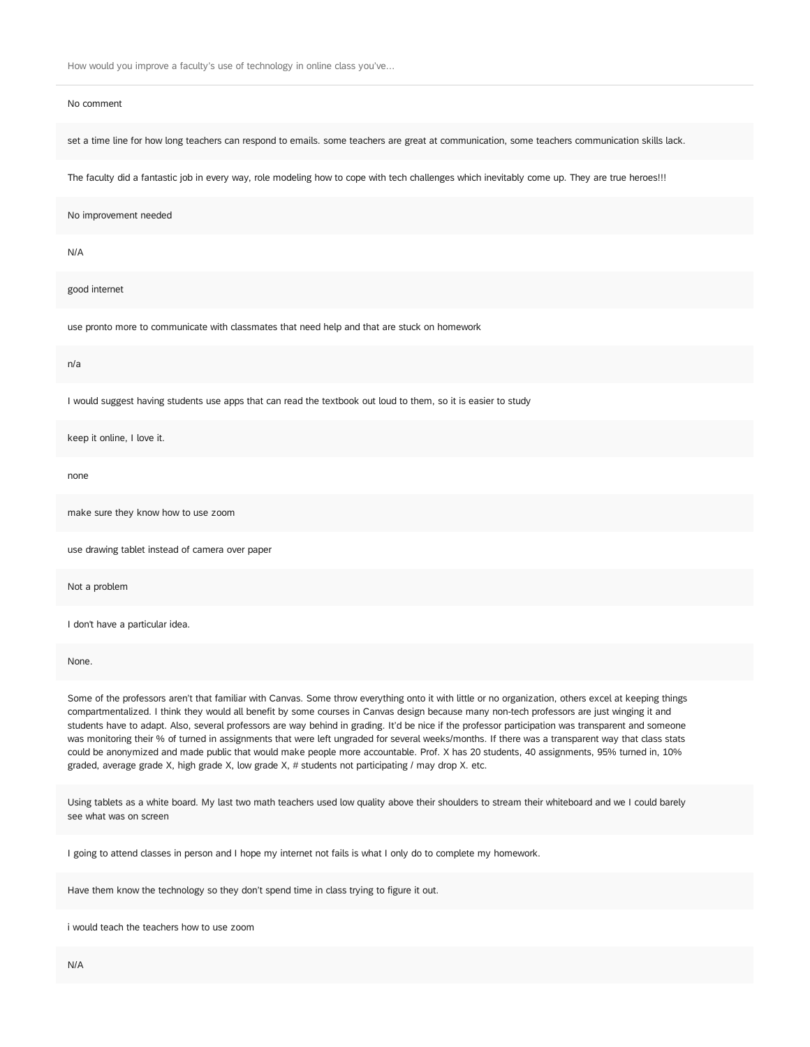How would you improve a faculty's use of technology in online class you've...

No comment

set a time line for how long teachers can respond to emails. some teachers are great at communication, some teachers communication skills lack.

The faculty did a fantastic job in every way, role modeling how to cope with tech challenges which inevitably come up. They are true heroes!!!

No improvement needed

N/A

good internet

use pronto more to communicate with classmates that need help and that are stuck on homework

n/a

I would suggest having students use apps that can read the textbook out loud to them, so it is easier to study

keep it online, I love it.

none

make sure they know how to use zoom

use drawing tablet instead of camera over paper

Not a problem

I don't have a particular idea.

None.

Some of the professors aren't that familiar with Canvas. Some throw everything onto it with little or no organization, others excel at keeping things compartmentalized. I think they would all benefit by some courses in Canvas design because many non-tech professors are just winging it and students have to adapt. Also, several professors are way behind in grading. It'd be nice if the professor participation was transparent and someone was monitoring their % of turned in assignments that were left ungraded for several weeks/months. If there was a transparent way that class stats could be anonymized and made public that would make people more accountable. Prof. X has 20 students, 40 assignments, 95% turned in, 10% graded, average grade X, high grade X, low grade X, # students not participating / may drop X. etc.

Using tablets as a white board. My last two math teachers used low quality above their shoulders to stream their whiteboard and we I could barely see what was on screen

I going to attend classes in person and I hope my internet not fails is what I only do to complete my homework.

Have them know the technology so they don't spend time in class trying to figure it out.

i would teach the teachers how to use zoom

N/A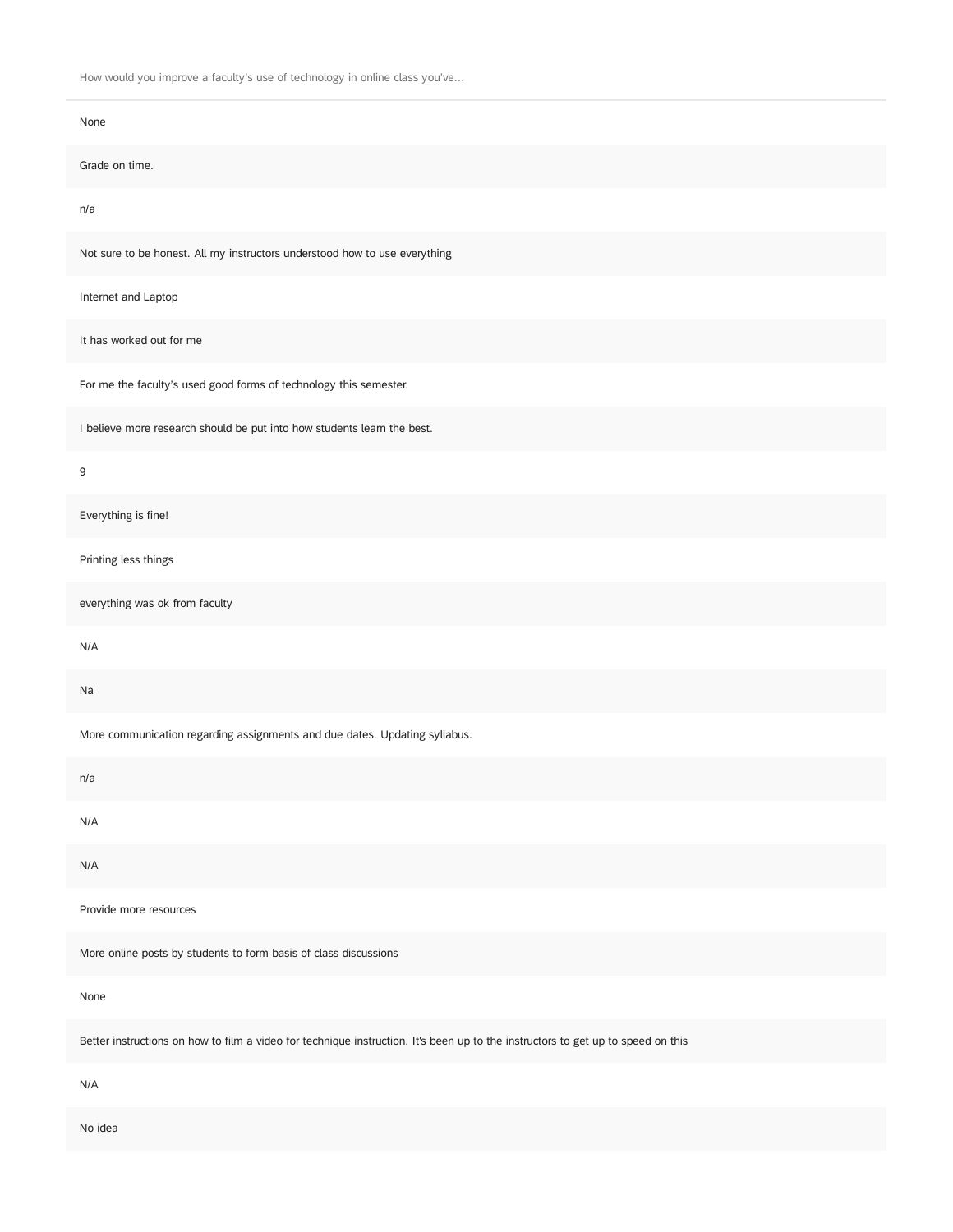| How would you improve a faculty's use of technology in online class you've... |
| --- |
| None |
| Grade on time. |
| n/a |
| Not sure to be honest. All my instructors understood how to use everything |
| Internet and Laptop |
| It has worked out for me |
| For me the faculty's used good forms of technology this semester. |
| I believe more research should be put into how students learn the best. |
| 9 |
| Everything is fine! |
| Printing less things |
| everything was ok from faculty |
| N/A |
| Na |
| More communication regarding assignments and due dates. Updating syllabus. |
| n/a |
| N/A |
| N/A |
| Provide more resources |
| More online posts by students to form basis of class discussions |
| None |
| Better instructions on how to film a video for technique instruction. It's been up to the instructors to get up to speed on this |
| N/A |
| No idea |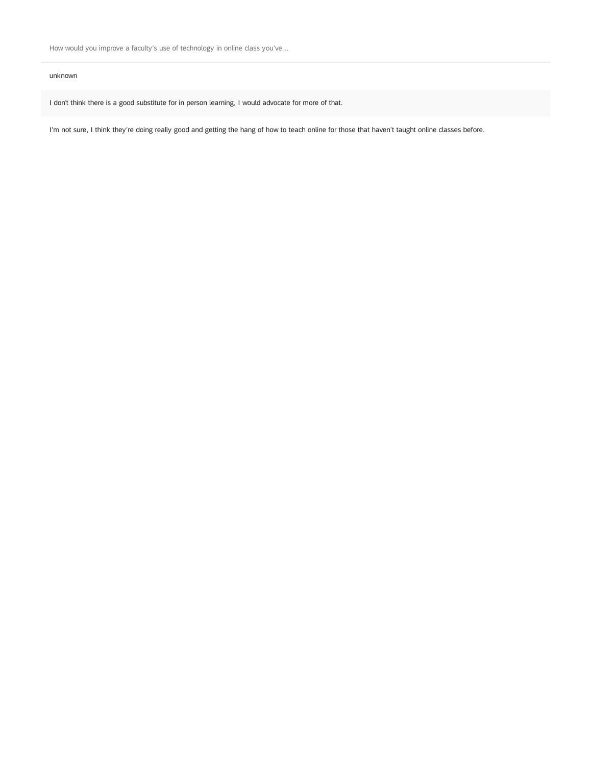How would you improve a faculty's use of technology in online class you've...

unknown

I don't think there is a good substitute for in person learning, I would advocate for more of that.

I'm not sure, I think they're doing really good and getting the hang of how to teach online for those that haven't taught online classes before.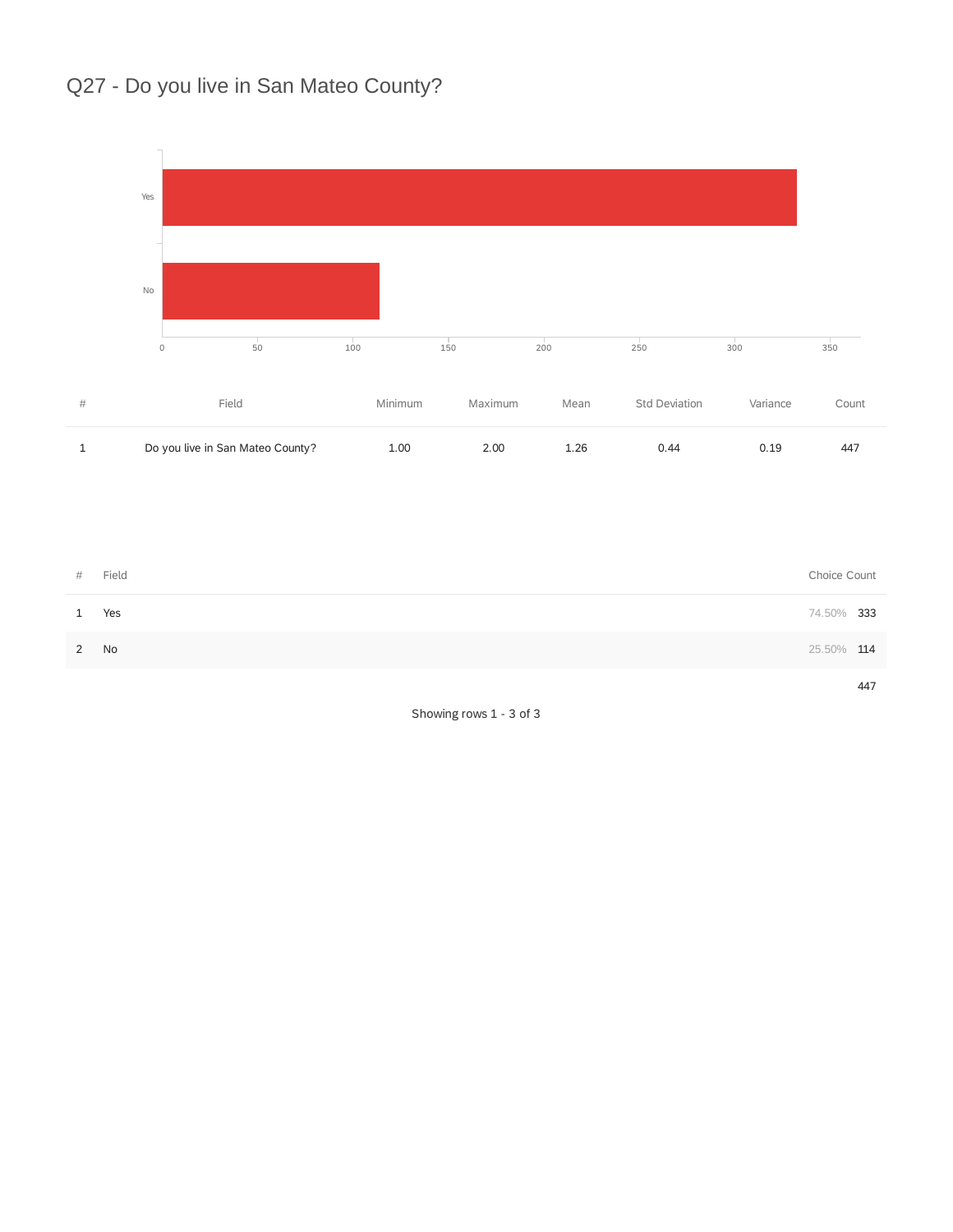## Q27 - Do you live in San Mateo County?

| # | Field | Minimum | Maximum | Mean | Std Deviation | Variance | Count |
|---|---|---|---|---|---|---|---|
| 1 | Do you live in San Mateo County? | 1.00 | 2.00 | 1.26 | 0.44 | 0.19 | 447 |

| # | Field | Choice Count | |
|---|---|---|---|
| 1 | Yes | 74.50% | 333 |
| 2 | No | 25.50% | 114 |
| | | | 447 |

Showing rows 1 - 3 of 3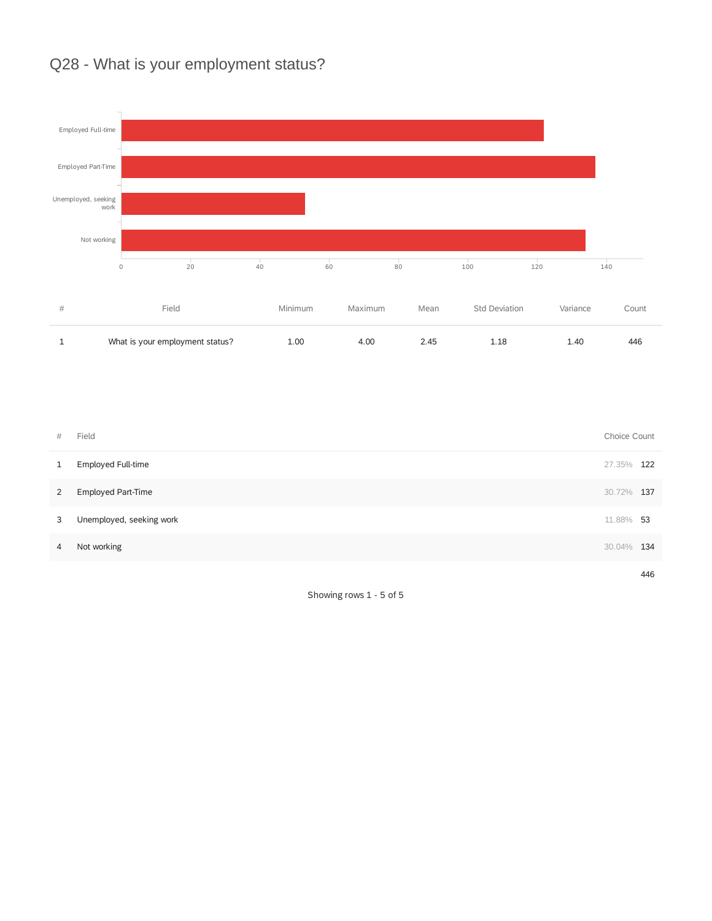# Q28 - What is your employment status?

| # | Field | Minimum | Maximum | Mean | Std Deviation | Variance | Count |
|---|---|---|---|---|---|---|---|
| 1 | What is your employment status? | 1.00 | 4.00 | 2.45 | 1.18 | 1.40 | 446 |

| # | Field | Choice Count | |
|---|---|---|---|
| 1 | Employed Full-time | 27.35% | 122 |
| 2 | Employed Part-Time | 30.72% | 137 |
| 3 | Unemployed, seeking work | 11.88% | 53 |
| 4 | Not working | 30.04% | 134 |
| | | | 446 |

Showing rows 1 - 5 of 5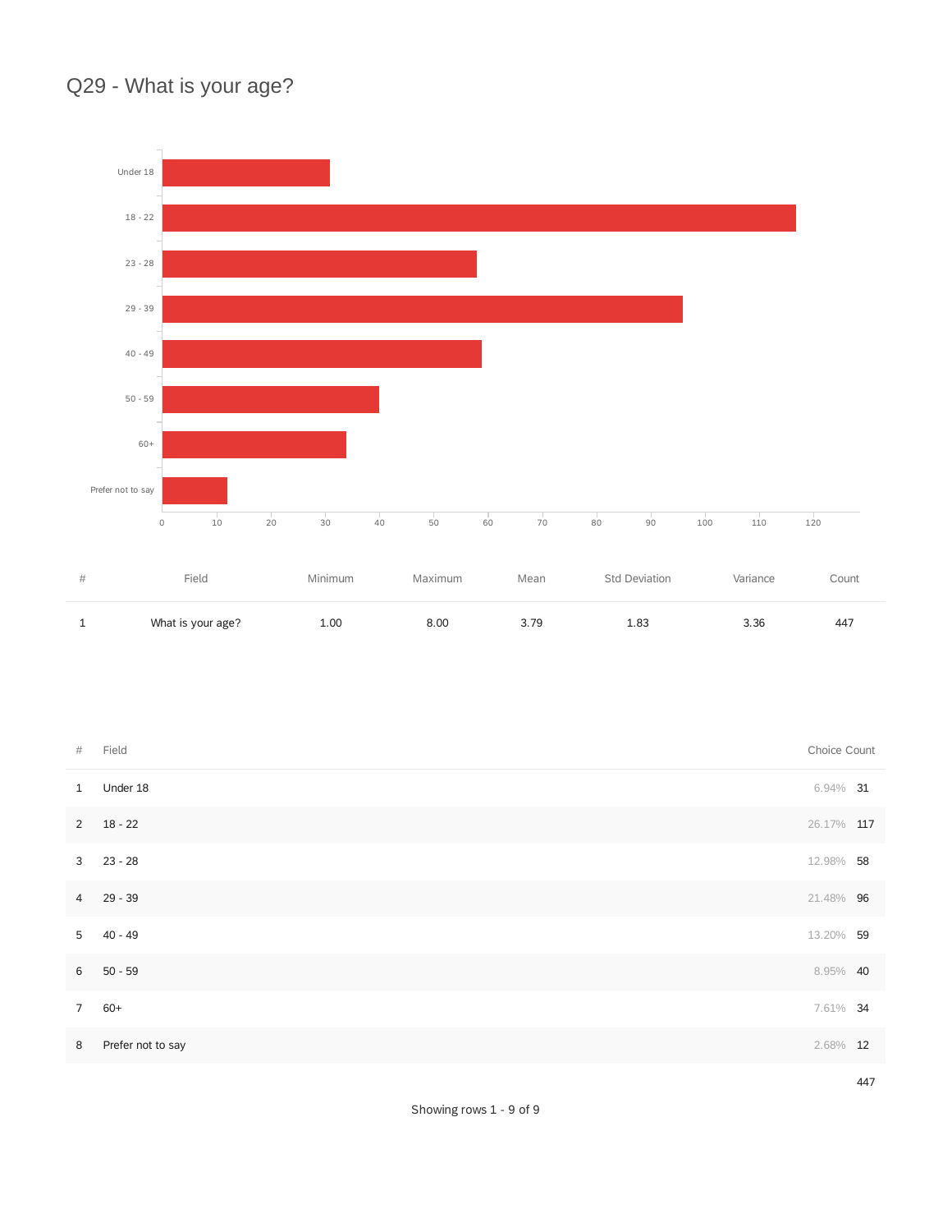## Q29 - What is your age?

| # | Field | Minimum | Maximum | Mean | Std Deviation | Variance | Count |
|---|---|---|---|---|---|---|---|
| 1 | What is your age? | 1.00 | 8.00 | 3.79 | 1.83 | 3.36 | 447 |

| # | Field | Choice Count | |
|---|---|---|---|
| 1 | Under 18 | 6.94% | 31 |
| 2 | 18 - 22 | 26.17% | 117 |
| 3 | 23 - 28 | 12.98% | 58 |
| 4 | 29 - 39 | 21.48% | 96 |
| 5 | 40 - 49 | 13.20% | 59 |
| 6 | 50 - 59 | 8.95% | 40 |
| 7 | 60+ | 7.61% | 34 |
| 8 | Prefer not to say | 2.68% | 12 |
| | | | 447 |

Showing rows 1 - 9 of 9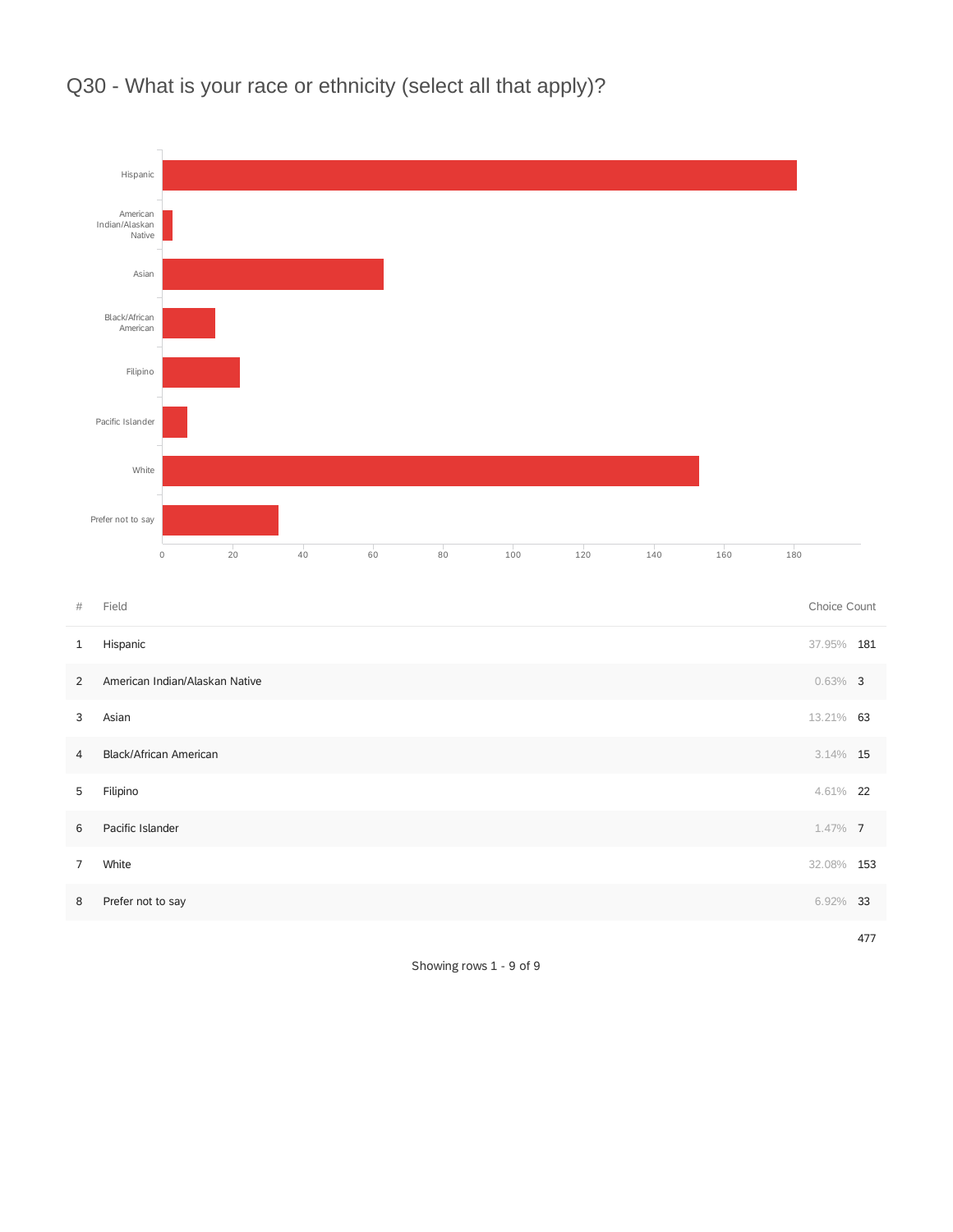# Q30 - What is your race or ethnicity (select all that apply)?

| # | Field | Choice Count | |
|---|---|---|---|
| 1 | Hispanic | 37.95% | 181 |
| 2 | American Indian/Alaskan Native | 0.63% | 3 |
| 3 | Asian | 13.21% | 63 |
| 4 | Black/African American | 3.14% | 15 |
| 5 | Filipino | 4.61% | 22 |
| 6 | Pacific Islander | 1.47% | 7 |
| 7 | White | 32.08% | 153 |
| 8 | Prefer not to say | 6.92% | 33 |
| | | | 477 |

Showing rows 1 - 9 of 9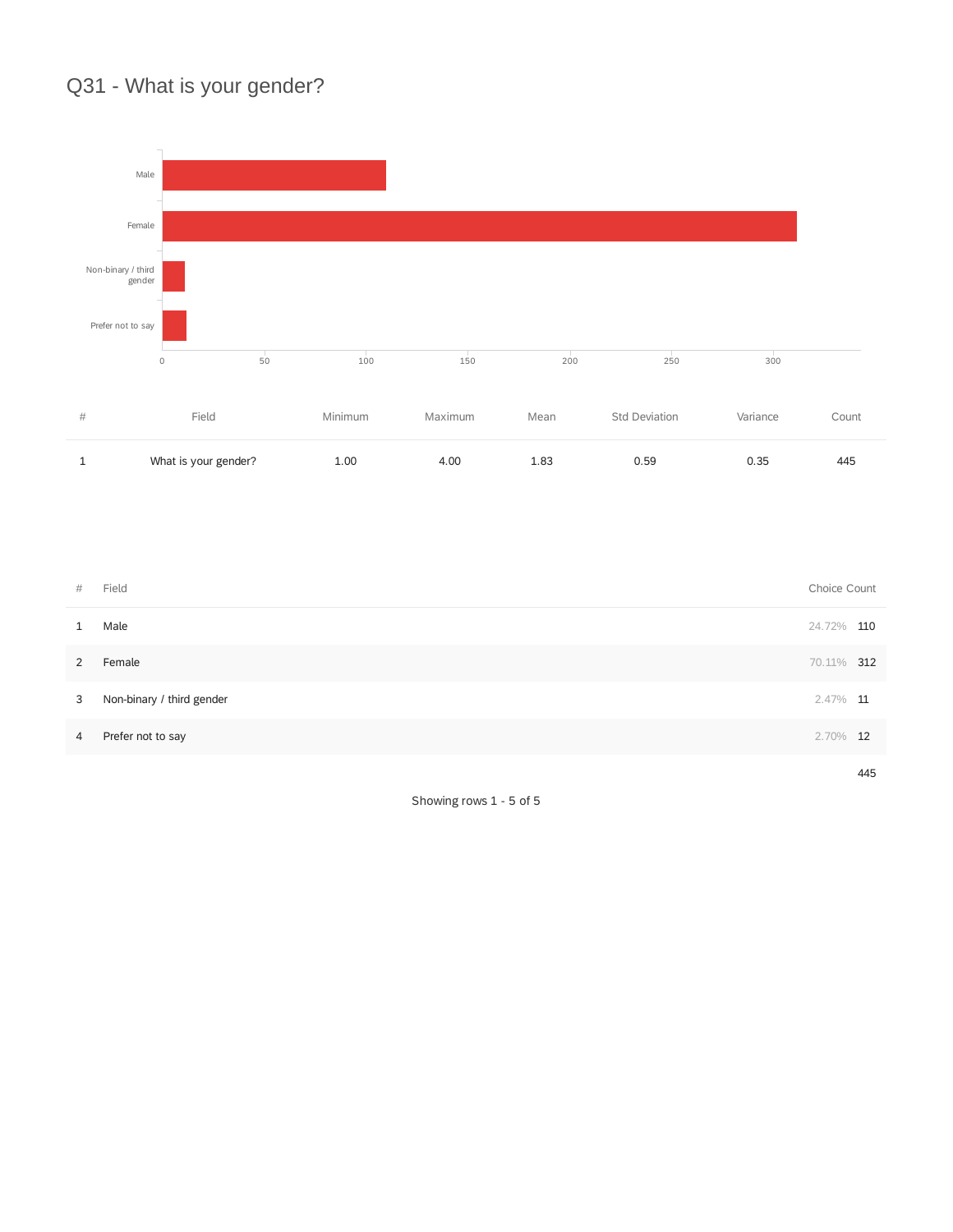# Q31 - What is your gender?

| # | Field | Minimum | Maximum | Mean | Std Deviation | Variance | Count |
|---|---|---|---|---|---|---|---|
| 1 | What is your gender? | 1.00 | 4.00 | 1.83 | 0.59 | 0.35 | 445 |

| # | Field | Choice Count | |
|---|---|---|---|
| 1 | Male | 24.72% | 110 |
| 2 | Female | 70.11% | 312 |
| 3 | Non-binary / third gender | 2.47% | 11 |
| 4 | Prefer not to say | 2.70% | 12 |
| | | | 445 |

Showing rows 1 - 5 of 5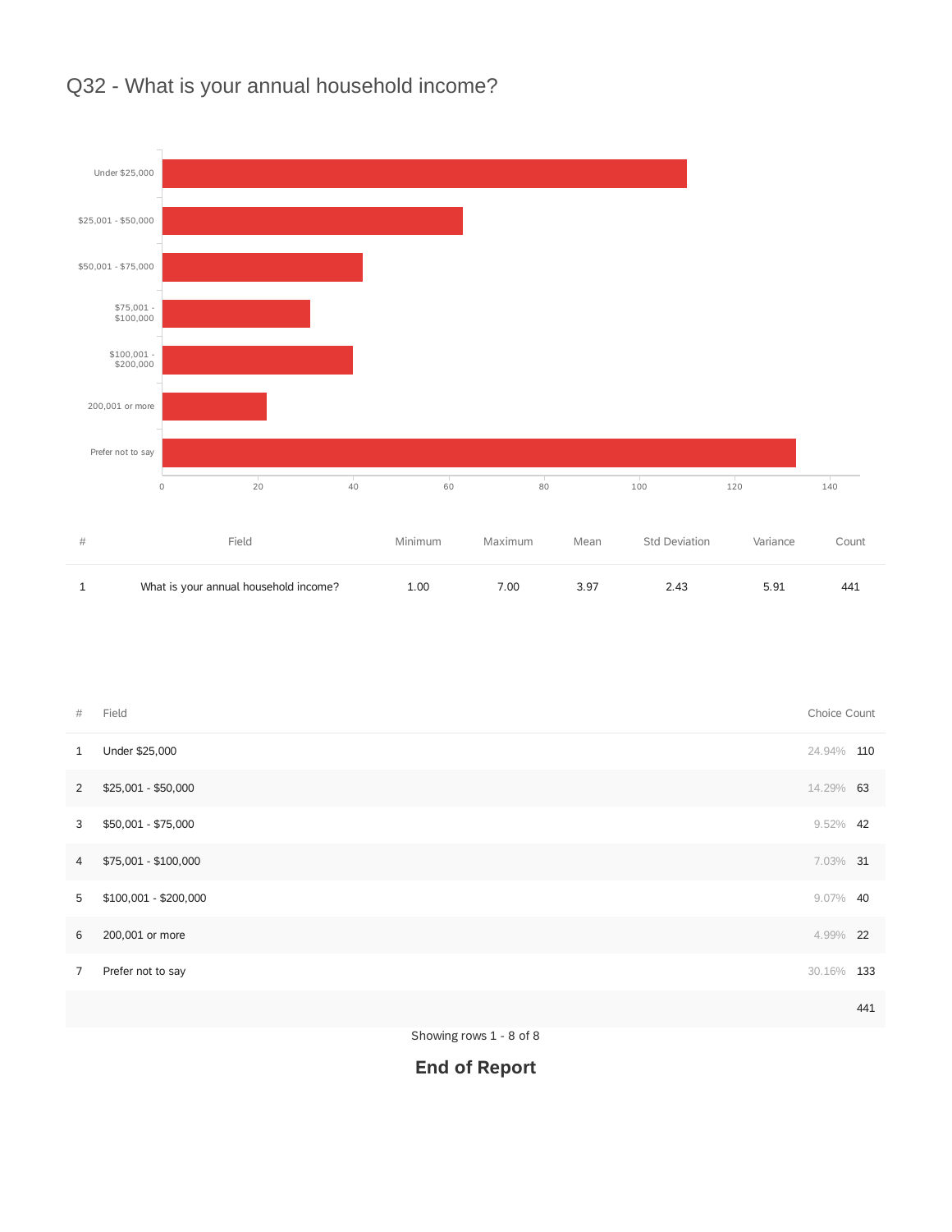## Q32 - What is your annual household income?

Under $25,000
$25,001 - $50,000
$50,001 - $75,000
$75,001 - $100,000
$100,001 - $200,000
200,001 or more
Prefer not to say

0 20 40 60 80 100 120 140

| # | Field | Minimum | Maximum | Mean | Std Deviation | Variance | Count |
|---|---|---|---|---|---|---|---|
| 1 | What is your annual household income? | 1.00 | 7.00 | 3.97 | 2.43 | 5.91 | 441 |

| # | Field | Choice Count | |
|---|---|---|---|
| 1 | Under $25,000 | 24.94% | 110 |
| 2 | $25,001 - $50,000 | 14.29% | 63 |
| 3 | $50,001 - $75,000 | 9.52% | 42 |
| 4 | $75,001 - $100,000 | 7.03% | 31 |
| 5 | $100,001 - $200,000 | 9.07% | 40 |
| 6 | 200,001 or more | 4.99% | 22 |
| 7 | Prefer not to say | 30.16% | 133 |
| | | | 441 |

Showing rows 1 - 8 of 8

**End of Report**